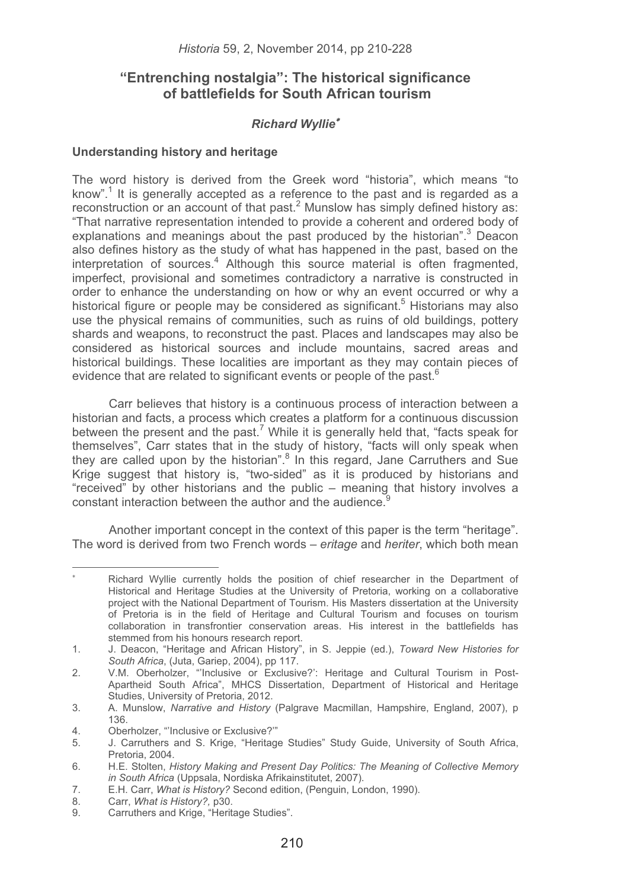# "Entrenching nostalgia": The historical significance of battlefields for South African tourism

***Richard Wyllie*** [*]

### Understanding history and heritage

The word history is derived from the Greek word "historia", which means "to know".[1] It is generally accepted as a reference to the past and is regarded as a reconstruction or an account of that past.[2] Munslow has simply defined history as: "That narrative representation intended to provide a coherent and ordered body of explanations and meanings about the past produced by the historian".[3] Deacon also defines history as the study of what has happened in the past, based on the interpretation of sources.[4] Although this source material is often fragmented, imperfect, provisional and sometimes contradictory a narrative is constructed in order to enhance the understanding on how or why an event occurred or why a historical figure or people may be considered as significant.[5] Historians may also use the physical remains of communities, such as ruins of old buildings, pottery shards and weapons, to reconstruct the past. Places and landscapes may also be considered as historical sources and include mountains, sacred areas and historical buildings. These localities are important as they may contain pieces of evidence that are related to significant events or people of the past.[6]

Carr believes that history is a continuous process of interaction between a historian and facts, a process which creates a platform for a continuous discussion between the present and the past.[7] While it is generally held that, "facts speak for themselves", Carr states that in the study of history, "facts will only speak when they are called upon by the historian".[8] In this regard, Jane Carruthers and Sue Krige suggest that history is, "two-sided" as it is produced by historians and "received" by other historians and the public – meaning that history involves a constant interaction between the author and the audience.[9]

Another important concept in the context of this paper is the term "heritage". The word is derived from two French words – *eritage* and *heriter*, which both mean

---

[*] Richard Wyllie currently holds the position of chief researcher in the Department of Historical and Heritage Studies at the University of Pretoria, working on a collaborative project with the National Department of Tourism. His Masters dissertation at the University of Pretoria is in the field of Heritage and Cultural Tourism and focuses on tourism collaboration in transfrontier conservation areas. His interest in the battlefields has stemmed from his honours research report.

1. J. Deacon, "Heritage and African History", in S. Jeppie (ed.), *Toward New Histories for South Africa*, (Juta, Gariep, 2004), pp 117.
2. V.M. Oberholzer, "'Inclusive or Exclusive?': Heritage and Cultural Tourism in Post-Apartheid South Africa", MHCS Dissertation, Department of Historical and Heritage Studies, University of Pretoria, 2012.
3. A. Munslow, *Narrative and History* (Palgrave Macmillan, Hampshire, England, 2007), p 136.
4. Oberholzer, "'Inclusive or Exclusive?'"
5. J. Carruthers and S. Krige, "Heritage Studies" Study Guide, University of South Africa, Pretoria, 2004.
6. H.E. Stolten, *History Making and Present Day Politics: The Meaning of Collective Memory in South Africa* (Uppsala, Nordiska Afrikainstitutet, 2007).
7. E.H. Carr, *What is History?* Second edition, (Penguin, London, 1990).
8. Carr, *What is History?,* p30.
9. Carruthers and Krige, "Heritage Studies".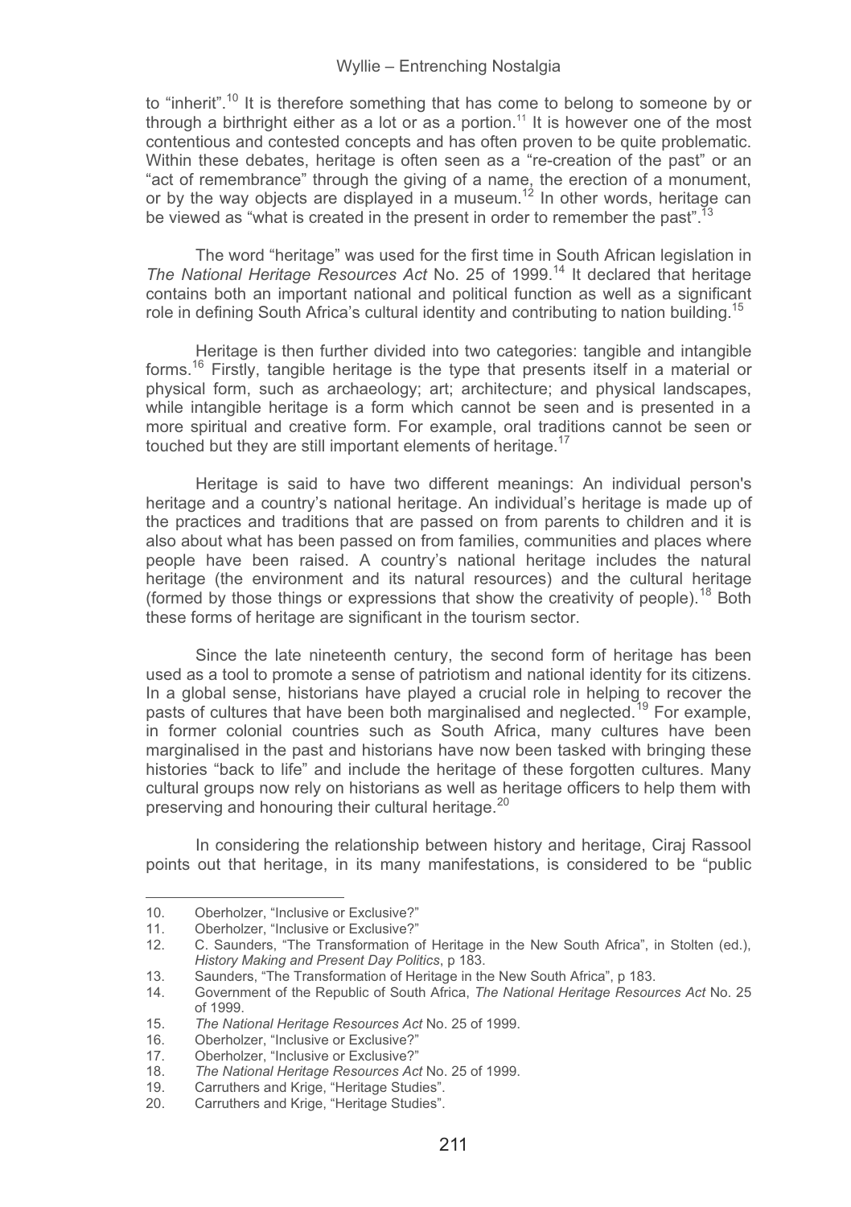to "inherit".[10] It is therefore something that has come to belong to someone by or through a birthright either as a lot or as a portion.[11] It is however one of the most contentious and contested concepts and has often proven to be quite problematic. Within these debates, heritage is often seen as a "re-creation of the past" or an "act of remembrance" through the giving of a name, the erection of a monument, or by the way objects are displayed in a museum.[12] In other words, heritage can be viewed as "what is created in the present in order to remember the past".[13]

The word "heritage" was used for the first time in South African legislation in *The National Heritage Resources Act* No. 25 of 1999.[14] It declared that heritage contains both an important national and political function as well as a significant role in defining South Africa's cultural identity and contributing to nation building.[15]

Heritage is then further divided into two categories: tangible and intangible forms.[16] Firstly, tangible heritage is the type that presents itself in a material or physical form, such as archaeology; art; architecture; and physical landscapes, while intangible heritage is a form which cannot be seen and is presented in a more spiritual and creative form. For example, oral traditions cannot be seen or touched but they are still important elements of heritage.[17]

Heritage is said to have two different meanings: An individual person's heritage and a country's national heritage. An individual's heritage is made up of the practices and traditions that are passed on from parents to children and it is also about what has been passed on from families, communities and places where people have been raised. A country's national heritage includes the natural heritage (the environment and its natural resources) and the cultural heritage (formed by those things or expressions that show the creativity of people).[18] Both these forms of heritage are significant in the tourism sector.

Since the late nineteenth century, the second form of heritage has been used as a tool to promote a sense of patriotism and national identity for its citizens. In a global sense, historians have played a crucial role in helping to recover the pasts of cultures that have been both marginalised and neglected.[19] For example, in former colonial countries such as South Africa, many cultures have been marginalised in the past and historians have now been tasked with bringing these histories "back to life" and include the heritage of these forgotten cultures. Many cultural groups now rely on historians as well as heritage officers to help them with preserving and honouring their cultural heritage.[20]

In considering the relationship between history and heritage, Ciraj Rassool points out that heritage, in its many manifestations, is considered to be "public

---

10. Oberholzer, "Inclusive or Exclusive?"
11. Oberholzer, "Inclusive or Exclusive?"
12. C. Saunders, "The Transformation of Heritage in the New South Africa", in Stolten (ed.), *History Making and Present Day Politics*, p 183.
13. Saunders, "The Transformation of Heritage in the New South Africa", p 183.
14. Government of the Republic of South Africa, *The National Heritage Resources Act* No. 25 of 1999.
15. *The National Heritage Resources Act* No. 25 of 1999.
16. Oberholzer, "Inclusive or Exclusive?"
17. Oberholzer, "Inclusive or Exclusive?"
18. *The National Heritage Resources Act* No. 25 of 1999.
19. Carruthers and Krige, "Heritage Studies".
20. Carruthers and Krige, "Heritage Studies".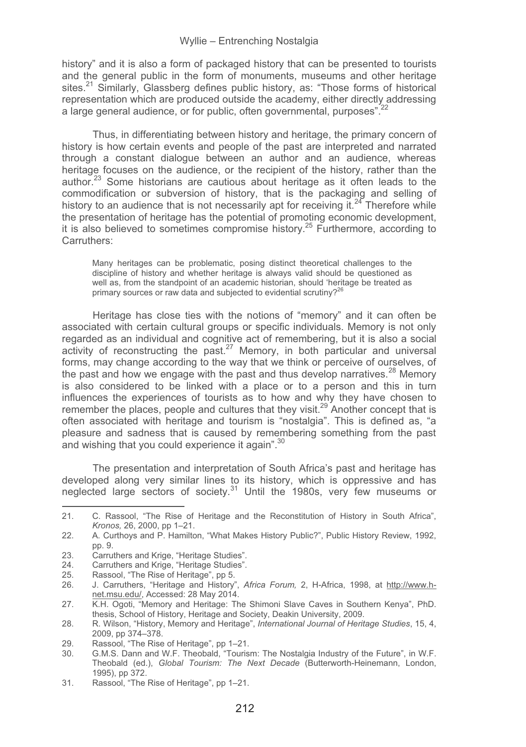history" and it is also a form of packaged history that can be presented to tourists and the general public in the form of monuments, museums and other heritage sites.[21] Similarly, Glassberg defines public history, as: "Those forms of historical representation which are produced outside the academy, either directly addressing a large general audience, or for public, often governmental, purposes".[22]

Thus, in differentiating between history and heritage, the primary concern of history is how certain events and people of the past are interpreted and narrated through a constant dialogue between an author and an audience, whereas heritage focuses on the audience, or the recipient of the history, rather than the author.[23] Some historians are cautious about heritage as it often leads to the commodification or subversion of history, that is the packaging and selling of history to an audience that is not necessarily apt for receiving it.[24] Therefore while the presentation of heritage has the potential of promoting economic development, it is also believed to sometimes compromise history.[25] Furthermore, according to Carruthers:

> Many heritages can be problematic, posing distinct theoretical challenges to the discipline of history and whether heritage is always valid should be questioned as well as, from the standpoint of an academic historian, should 'heritage be treated as primary sources or raw data and subjected to evidential scrutiny?[26]

Heritage has close ties with the notions of "memory" and it can often be associated with certain cultural groups or specific individuals. Memory is not only regarded as an individual and cognitive act of remembering, but it is also a social activity of reconstructing the past.[27] Memory, in both particular and universal forms, may change according to the way that we think or perceive of ourselves, of the past and how we engage with the past and thus develop narratives.[28] Memory is also considered to be linked with a place or to a person and this in turn influences the experiences of tourists as to how and why they have chosen to remember the places, people and cultures that they visit.[29] Another concept that is often associated with heritage and tourism is "nostalgia". This is defined as, "a pleasure and sadness that is caused by remembering something from the past and wishing that you could experience it again".[30]

The presentation and interpretation of South Africa's past and heritage has developed along very similar lines to its history, which is oppressive and has neglected large sectors of society.[31] Until the 1980s, very few museums or

---

21. C. Rassool, "The Rise of Heritage and the Reconstitution of History in South Africa", *Kronos,* 26, 2000, pp 1–21.
22. A. Curthoys and P. Hamilton, "What Makes History Public?", Public History Review, 1992, pp. 9.
23. Carruthers and Krige, "Heritage Studies".
24. Carruthers and Krige, "Heritage Studies".
25. Rassool, "The Rise of Heritage", pp 5.
26. J. Carruthers, "Heritage and History", *Africa Forum,* 2, H-Africa, 1998, at http://www.h-net.msu.edu/, Accessed: 28 May 2014.
27. K.H. Ogoti, "Memory and Heritage: The Shimoni Slave Caves in Southern Kenya", PhD. thesis, School of History, Heritage and Society, Deakin University, 2009.
28. R. Wilson, "History, Memory and Heritage", *International Journal of Heritage Studies*, 15, 4, 2009, pp 374–378.
29. Rassool, "The Rise of Heritage", pp 1–21.
30. G.M.S. Dann and W.F. Theobald, "Tourism: The Nostalgia Industry of the Future", in W.F. Theobald (ed.), *Global Tourism: The Next Decade* (Butterworth-Heinemann, London, 1995), pp 372.
31. Rassool, "The Rise of Heritage", pp 1–21.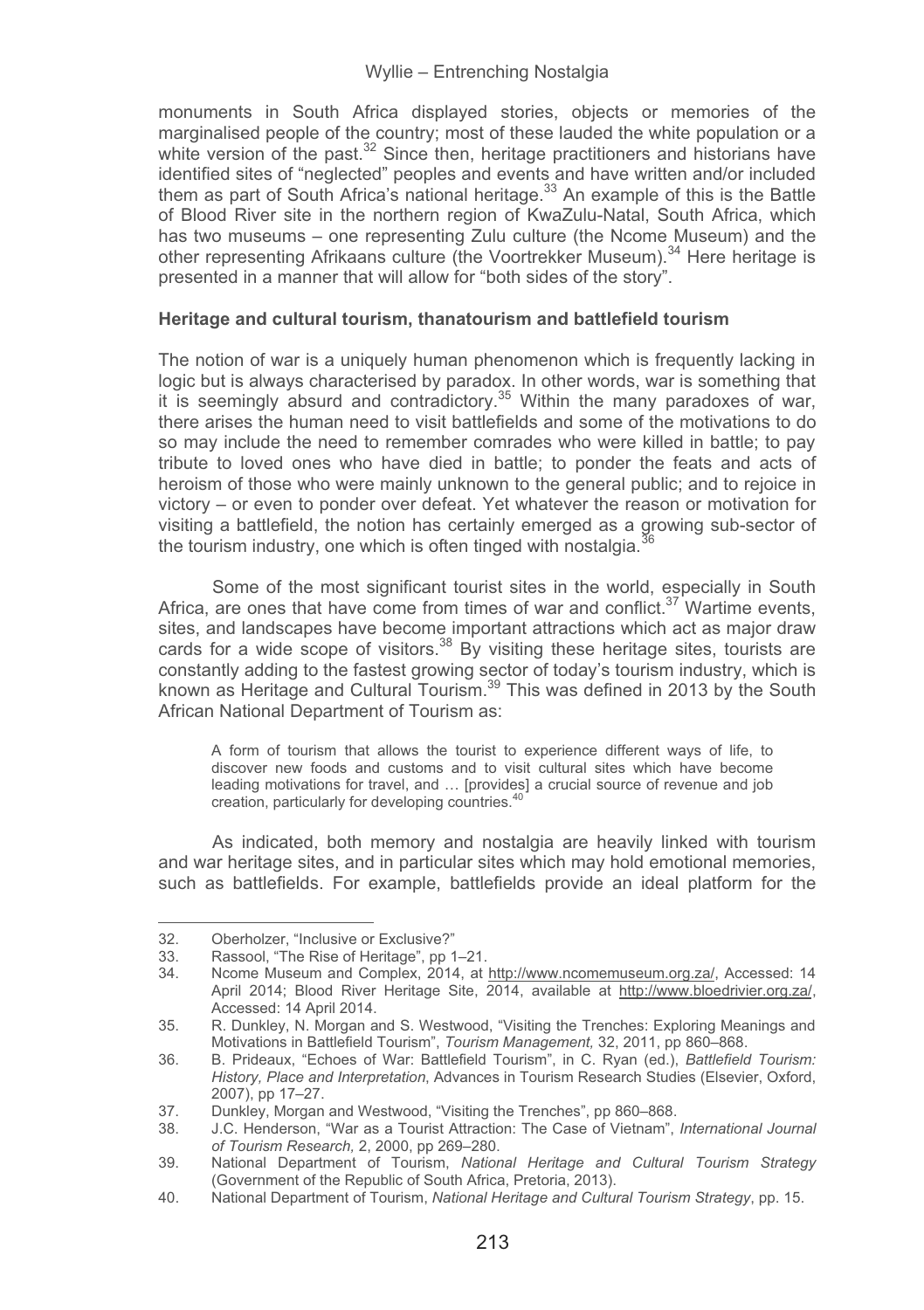monuments in South Africa displayed stories, objects or memories of the marginalised people of the country; most of these lauded the white population or a white version of the past.[32] Since then, heritage practitioners and historians have identified sites of "neglected" peoples and events and have written and/or included them as part of South Africa's national heritage.[33] An example of this is the Battle of Blood River site in the northern region of KwaZulu-Natal, South Africa, which has two museums – one representing Zulu culture (the Ncome Museum) and the other representing Afrikaans culture (the Voortrekker Museum).[34] Here heritage is presented in a manner that will allow for "both sides of the story".

**Heritage and cultural tourism, thanatourism and battlefield tourism**

The notion of war is a uniquely human phenomenon which is frequently lacking in logic but is always characterised by paradox. In other words, war is something that it is seemingly absurd and contradictory.[35] Within the many paradoxes of war, there arises the human need to visit battlefields and some of the motivations to do so may include the need to remember comrades who were killed in battle; to pay tribute to loved ones who have died in battle; to ponder the feats and acts of heroism of those who were mainly unknown to the general public; and to rejoice in victory – or even to ponder over defeat. Yet whatever the reason or motivation for visiting a battlefield, the notion has certainly emerged as a growing sub-sector of the tourism industry, one which is often tinged with nostalgia.[36]

Some of the most significant tourist sites in the world, especially in South Africa, are ones that have come from times of war and conflict.[37] Wartime events, sites, and landscapes have become important attractions which act as major draw cards for a wide scope of visitors.[38] By visiting these heritage sites, tourists are constantly adding to the fastest growing sector of today's tourism industry, which is known as Heritage and Cultural Tourism.[39] This was defined in 2013 by the South African National Department of Tourism as:

> A form of tourism that allows the tourist to experience different ways of life, to discover new foods and customs and to visit cultural sites which have become leading motivations for travel, and … [provides] a crucial source of revenue and job creation, particularly for developing countries.[40]

As indicated, both memory and nostalgia are heavily linked with tourism and war heritage sites, and in particular sites which may hold emotional memories, such as battlefields. For example, battlefields provide an ideal platform for the

---

32. Oberholzer, "Inclusive or Exclusive?"
33. Rassool, "The Rise of Heritage", pp 1–21.
34. Ncome Museum and Complex, 2014, at http://www.ncomemuseum.org.za/, Accessed: 14 April 2014; Blood River Heritage Site, 2014, available at http://www.bloedrivier.org.za/, Accessed: 14 April 2014.
35. R. Dunkley, N. Morgan and S. Westwood, "Visiting the Trenches: Exploring Meanings and Motivations in Battlefield Tourism", *Tourism Management,* 32, 2011, pp 860–868.
36. B. Prideaux, "Echoes of War: Battlefield Tourism", in C. Ryan (ed.), *Battlefield Tourism: History, Place and Interpretation*, Advances in Tourism Research Studies (Elsevier, Oxford, 2007), pp 17–27.
37. Dunkley, Morgan and Westwood, "Visiting the Trenches", pp 860–868.
38. J.C. Henderson, "War as a Tourist Attraction: The Case of Vietnam", *International Journal of Tourism Research,* 2, 2000, pp 269–280.
39. National Department of Tourism, *National Heritage and Cultural Tourism Strategy* (Government of the Republic of South Africa, Pretoria, 2013).
40. National Department of Tourism, *National Heritage and Cultural Tourism Strategy*, pp. 15.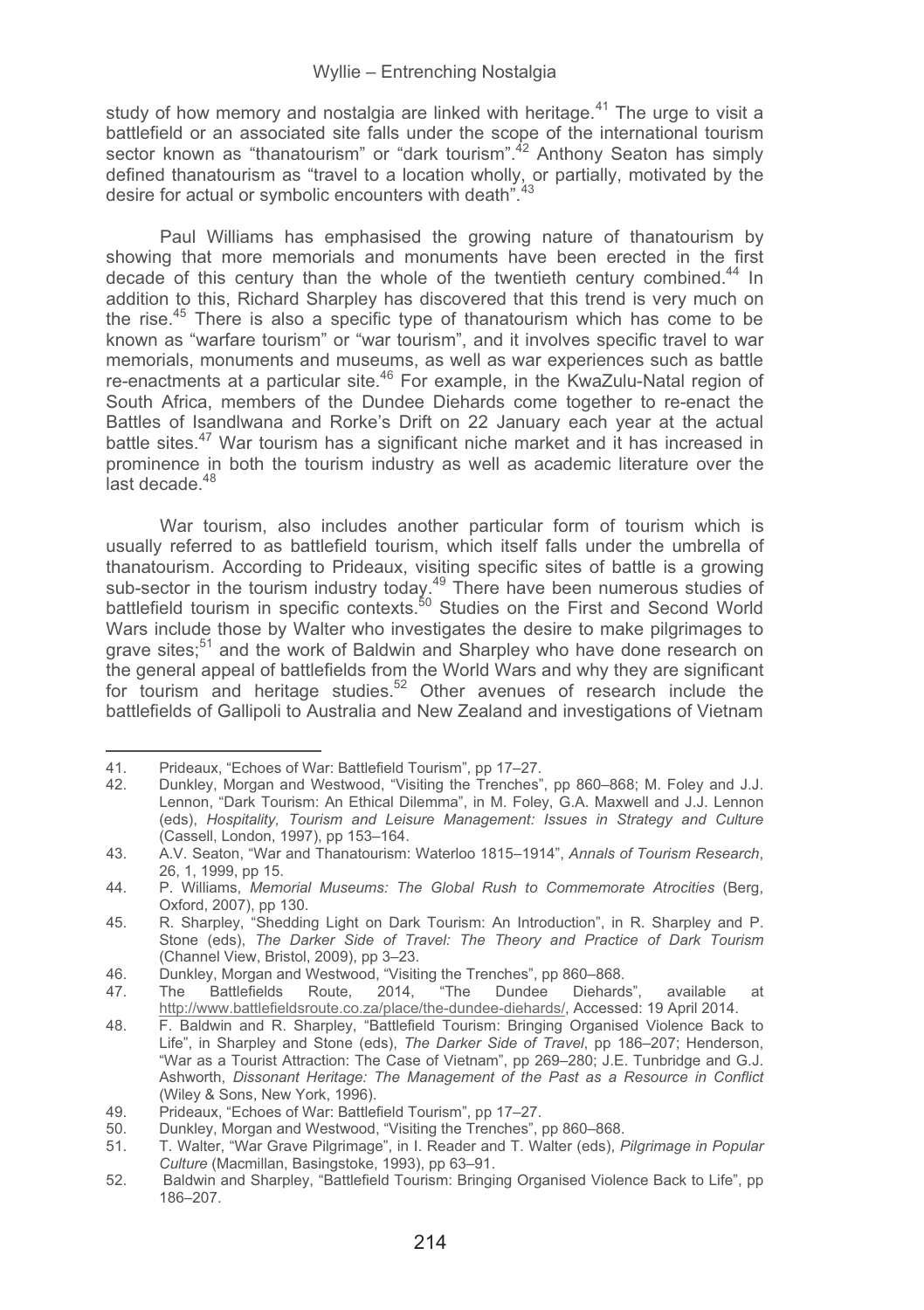study of how memory and nostalgia are linked with heritage.[41] The urge to visit a battlefield or an associated site falls under the scope of the international tourism sector known as "thanatourism" or "dark tourism".[42] Anthony Seaton has simply defined thanatourism as "travel to a location wholly, or partially, motivated by the desire for actual or symbolic encounters with death".[43]

Paul Williams has emphasised the growing nature of thanatourism by showing that more memorials and monuments have been erected in the first decade of this century than the whole of the twentieth century combined.[44] In addition to this, Richard Sharpley has discovered that this trend is very much on the rise.[45] There is also a specific type of thanatourism which has come to be known as "warfare tourism" or "war tourism", and it involves specific travel to war memorials, monuments and museums, as well as war experiences such as battle re-enactments at a particular site.[46] For example, in the KwaZulu-Natal region of South Africa, members of the Dundee Diehards come together to re-enact the Battles of Isandlwana and Rorke's Drift on 22 January each year at the actual battle sites.[47] War tourism has a significant niche market and it has increased in prominence in both the tourism industry as well as academic literature over the last decade.[48]

War tourism, also includes another particular form of tourism which is usually referred to as battlefield tourism, which itself falls under the umbrella of thanatourism. According to Prideaux, visiting specific sites of battle is a growing sub-sector in the tourism industry today.[49] There have been numerous studies of battlefield tourism in specific contexts.[50] Studies on the First and Second World Wars include those by Walter who investigates the desire to make pilgrimages to grave sites;[51] and the work of Baldwin and Sharpley who have done research on the general appeal of battlefields from the World Wars and why they are significant for tourism and heritage studies.[52] Other avenues of research include the battlefields of Gallipoli to Australia and New Zealand and investigations of Vietnam

---

41. Prideaux, "Echoes of War: Battlefield Tourism", pp 17–27.
42. Dunkley, Morgan and Westwood, "Visiting the Trenches", pp 860–868; M. Foley and J.J. Lennon, "Dark Tourism: An Ethical Dilemma", in M. Foley, G.A. Maxwell and J.J. Lennon (eds), *Hospitality, Tourism and Leisure Management: Issues in Strategy and Culture* (Cassell, London, 1997), pp 153–164.
43. A.V. Seaton, "War and Thanatourism: Waterloo 1815–1914", *Annals of Tourism Research*, 26, 1, 1999, pp 15.
44. P. Williams, *Memorial Museums: The Global Rush to Commemorate Atrocities* (Berg, Oxford, 2007), pp 130.
45. R. Sharpley, "Shedding Light on Dark Tourism: An Introduction", in R. Sharpley and P. Stone (eds), *The Darker Side of Travel: The Theory and Practice of Dark Tourism* (Channel View, Bristol, 2009), pp 3–23.
46. Dunkley, Morgan and Westwood, "Visiting the Trenches", pp 860–868.
47. The Battlefields Route, 2014, "The Dundee Diehards", available at http://www.battlefieldsroute.co.za/place/the-dundee-diehards/, Accessed: 19 April 2014.
48. F. Baldwin and R. Sharpley, "Battlefield Tourism: Bringing Organised Violence Back to Life", in Sharpley and Stone (eds), *The Darker Side of Travel*, pp 186–207; Henderson, "War as a Tourist Attraction: The Case of Vietnam", pp 269–280; J.E. Tunbridge and G.J. Ashworth, *Dissonant Heritage: The Management of the Past as a Resource in Conflict* (Wiley & Sons, New York, 1996).
49. Prideaux, "Echoes of War: Battlefield Tourism", pp 17–27.
50. Dunkley, Morgan and Westwood, "Visiting the Trenches", pp 860–868.
51. T. Walter, "War Grave Pilgrimage", in I. Reader and T. Walter (eds), *Pilgrimage in Popular Culture* (Macmillan, Basingstoke, 1993), pp 63–91.
52. Baldwin and Sharpley, "Battlefield Tourism: Bringing Organised Violence Back to Life", pp 186–207.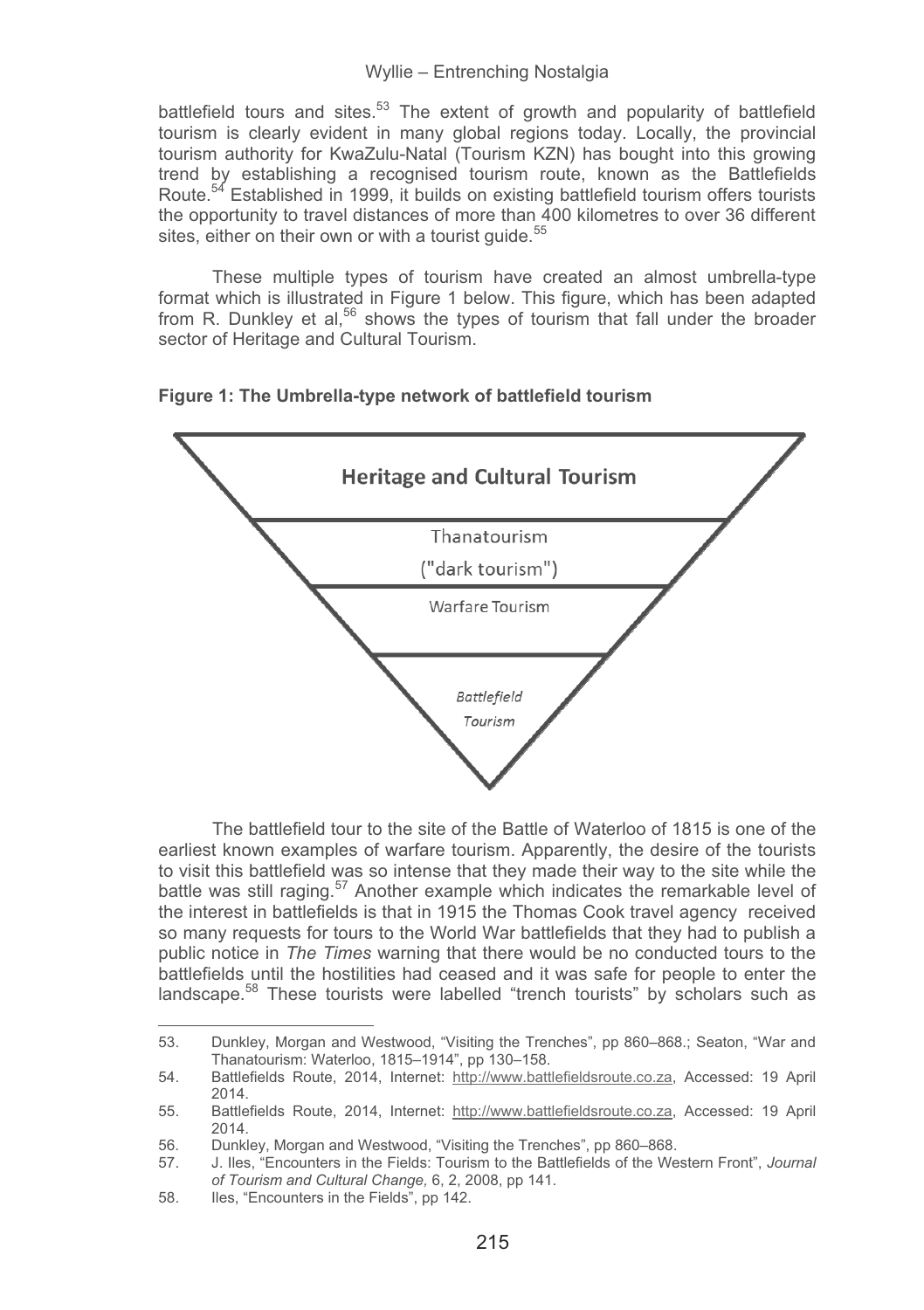battlefield tours and sites.[53] The extent of growth and popularity of battlefield tourism is clearly evident in many global regions today. Locally, the provincial tourism authority for KwaZulu-Natal (Tourism KZN) has bought into this growing trend by establishing a recognised tourism route, known as the Battlefields Route.[54] Established in 1999, it builds on existing battlefield tourism offers tourists the opportunity to travel distances of more than 400 kilometres to over 36 different sites, either on their own or with a tourist guide.[55]

These multiple types of tourism have created an almost umbrella-type format which is illustrated in Figure 1 below. This figure, which has been adapted from R. Dunkley et al,[56] shows the types of tourism that fall under the broader sector of Heritage and Cultural Tourism.

**Figure 1: The Umbrella-type network of battlefield tourism**

Heritage and Cultural Tourism

Thanatourism ("dark tourism")

Warfare Tourism

*Battlefield Tourism*

The battlefield tour to the site of the Battle of Waterloo of 1815 is one of the earliest known examples of warfare tourism. Apparently, the desire of the tourists to visit this battlefield was so intense that they made their way to the site while the battle was still raging.[57] Another example which indicates the remarkable level of the interest in battlefields is that in 1915 the Thomas Cook travel agency received so many requests for tours to the World War battlefields that they had to publish a public notice in *The Times* warning that there would be no conducted tours to the battlefields until the hostilities had ceased and it was safe for people to enter the landscape.[58] These tourists were labelled "trench tourists" by scholars such as

---

53. Dunkley, Morgan and Westwood, "Visiting the Trenches", pp 860–868.; Seaton, "War and Thanatourism: Waterloo, 1815–1914", pp 130–158.
54. Battlefields Route, 2014, Internet: http://www.battlefieldsroute.co.za, Accessed: 19 April 2014.
55. Battlefields Route, 2014, Internet: http://www.battlefieldsroute.co.za, Accessed: 19 April 2014.
56. Dunkley, Morgan and Westwood, "Visiting the Trenches", pp 860–868.
57. J. Iles, "Encounters in the Fields: Tourism to the Battlefields of the Western Front", *Journal of Tourism and Cultural Change,* 6, 2, 2008, pp 141.
58. Iles, "Encounters in the Fields", pp 142.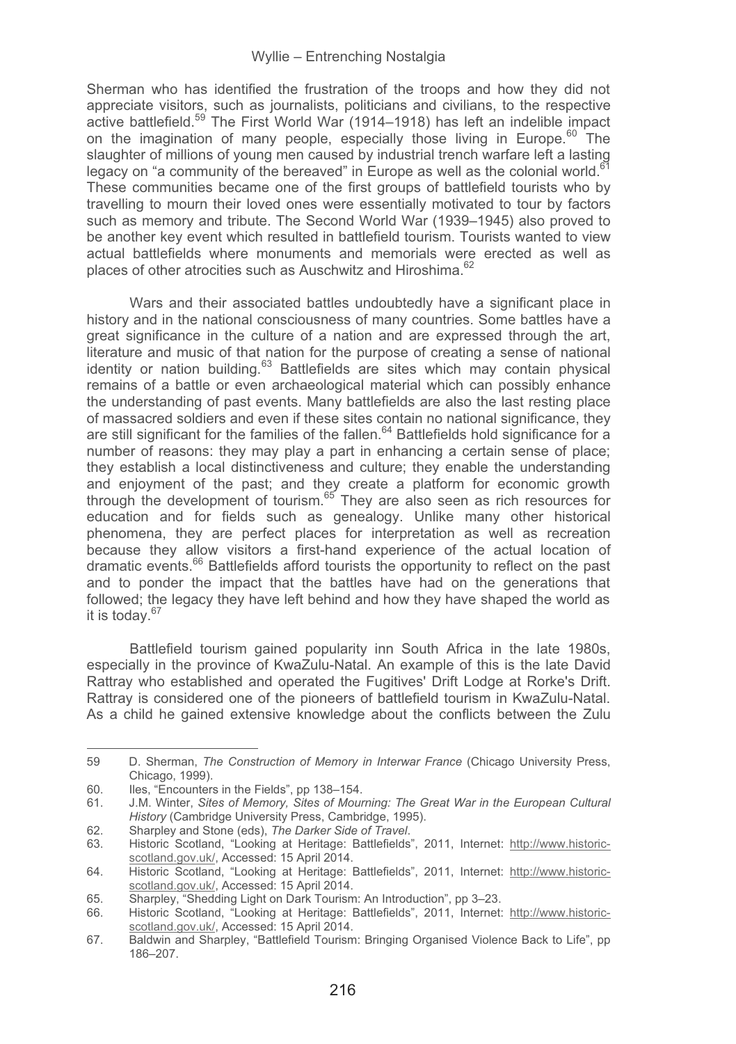Sherman who has identified the frustration of the troops and how they did not appreciate visitors, such as journalists, politicians and civilians, to the respective active battlefield.[59] The First World War (1914–1918) has left an indelible impact on the imagination of many people, especially those living in Europe.[60] The slaughter of millions of young men caused by industrial trench warfare left a lasting legacy on "a community of the bereaved" in Europe as well as the colonial world.[61] These communities became one of the first groups of battlefield tourists who by travelling to mourn their loved ones were essentially motivated to tour by factors such as memory and tribute. The Second World War (1939–1945) also proved to be another key event which resulted in battlefield tourism. Tourists wanted to view actual battlefields where monuments and memorials were erected as well as places of other atrocities such as Auschwitz and Hiroshima.[62]

Wars and their associated battles undoubtedly have a significant place in history and in the national consciousness of many countries. Some battles have a great significance in the culture of a nation and are expressed through the art, literature and music of that nation for the purpose of creating a sense of national identity or nation building.[63] Battlefields are sites which may contain physical remains of a battle or even archaeological material which can possibly enhance the understanding of past events. Many battlefields are also the last resting place of massacred soldiers and even if these sites contain no national significance, they are still significant for the families of the fallen.[64] Battlefields hold significance for a number of reasons: they may play a part in enhancing a certain sense of place; they establish a local distinctiveness and culture; they enable the understanding and enjoyment of the past; and they create a platform for economic growth through the development of tourism.[65] They are also seen as rich resources for education and for fields such as genealogy. Unlike many other historical phenomena, they are perfect places for interpretation as well as recreation because they allow visitors a first-hand experience of the actual location of dramatic events.[66] Battlefields afford tourists the opportunity to reflect on the past and to ponder the impact that the battles have had on the generations that followed; the legacy they have left behind and how they have shaped the world as it is today.[67]

Battlefield tourism gained popularity inn South Africa in the late 1980s, especially in the province of KwaZulu-Natal. An example of this is the late David Rattray who established and operated the Fugitives' Drift Lodge at Rorke's Drift. Rattray is considered one of the pioneers of battlefield tourism in KwaZulu-Natal. As a child he gained extensive knowledge about the conflicts between the Zulu

---

59 D. Sherman, *The Construction of Memory in Interwar France* (Chicago University Press, Chicago, 1999).

60. Iles, "Encounters in the Fields", pp 138–154.

61. J.M. Winter, *Sites of Memory, Sites of Mourning: The Great War in the European Cultural History* (Cambridge University Press, Cambridge, 1995).

62. Sharpley and Stone (eds), *The Darker Side of Travel*.

63. Historic Scotland, "Looking at Heritage: Battlefields", 2011, Internet: http://www.historic-scotland.gov.uk/, Accessed: 15 April 2014.

64. Historic Scotland, "Looking at Heritage: Battlefields", 2011, Internet: http://www.historic-scotland.gov.uk/, Accessed: 15 April 2014.

65. Sharpley, "Shedding Light on Dark Tourism: An Introduction", pp 3–23.

66. Historic Scotland, "Looking at Heritage: Battlefields", 2011, Internet: http://www.historic-scotland.gov.uk/, Accessed: 15 April 2014.

67. Baldwin and Sharpley, "Battlefield Tourism: Bringing Organised Violence Back to Life", pp 186–207.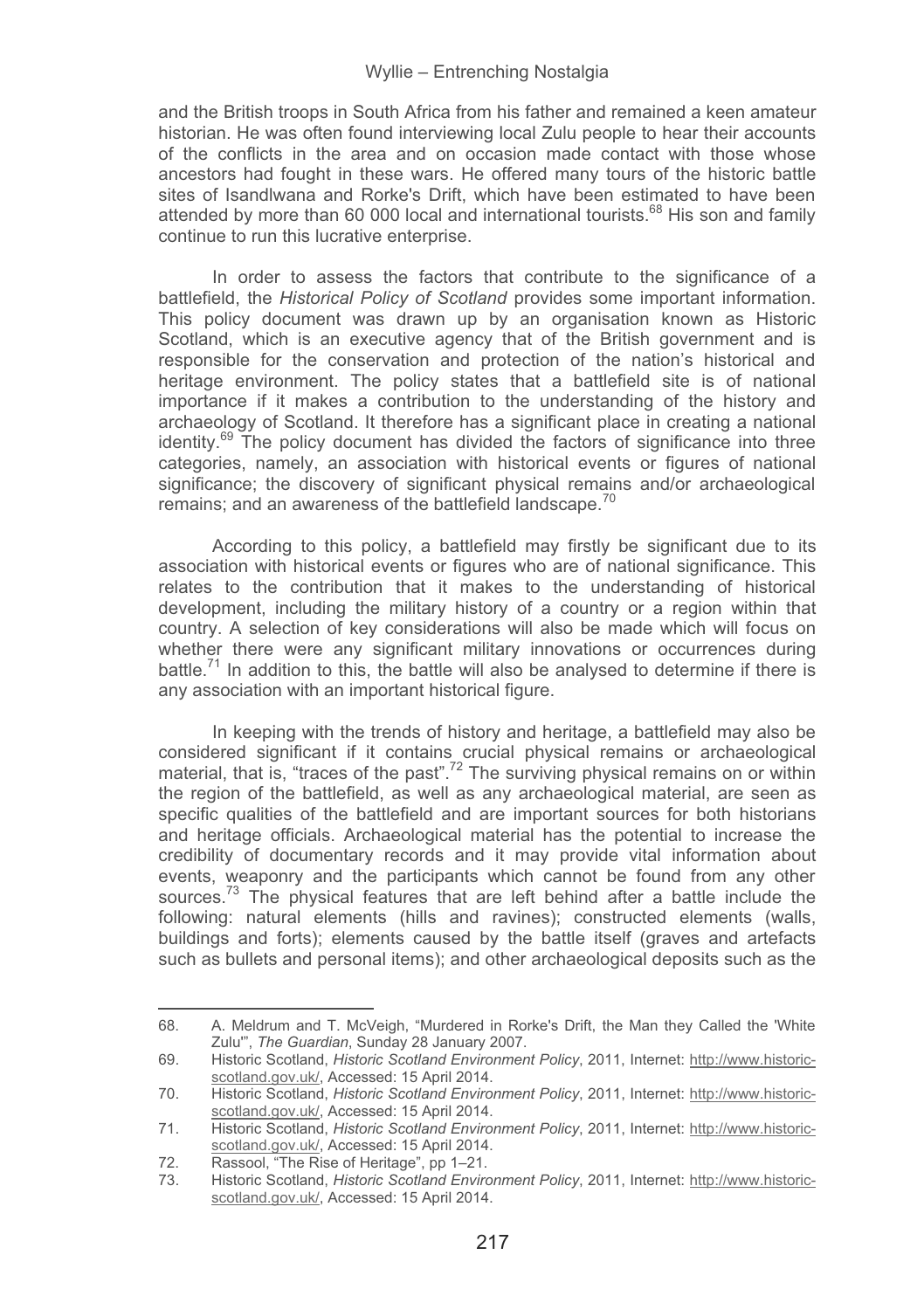and the British troops in South Africa from his father and remained a keen amateur historian. He was often found interviewing local Zulu people to hear their accounts of the conflicts in the area and on occasion made contact with those whose ancestors had fought in these wars. He offered many tours of the historic battle sites of Isandlwana and Rorke's Drift, which have been estimated to have been attended by more than 60 000 local and international tourists.[68] His son and family continue to run this lucrative enterprise.

In order to assess the factors that contribute to the significance of a battlefield, the *Historical Policy of Scotland* provides some important information. This policy document was drawn up by an organisation known as Historic Scotland, which is an executive agency that of the British government and is responsible for the conservation and protection of the nation's historical and heritage environment. The policy states that a battlefield site is of national importance if it makes a contribution to the understanding of the history and archaeology of Scotland. It therefore has a significant place in creating a national identity.[69] The policy document has divided the factors of significance into three categories, namely, an association with historical events or figures of national significance; the discovery of significant physical remains and/or archaeological remains; and an awareness of the battlefield landscape.[70]

According to this policy, a battlefield may firstly be significant due to its association with historical events or figures who are of national significance. This relates to the contribution that it makes to the understanding of historical development, including the military history of a country or a region within that country. A selection of key considerations will also be made which will focus on whether there were any significant military innovations or occurrences during battle.[71] In addition to this, the battle will also be analysed to determine if there is any association with an important historical figure.

In keeping with the trends of history and heritage, a battlefield may also be considered significant if it contains crucial physical remains or archaeological material, that is, "traces of the past".[72] The surviving physical remains on or within the region of the battlefield, as well as any archaeological material, are seen as specific qualities of the battlefield and are important sources for both historians and heritage officials. Archaeological material has the potential to increase the credibility of documentary records and it may provide vital information about events, weaponry and the participants which cannot be found from any other sources.[73] The physical features that are left behind after a battle include the following: natural elements (hills and ravines); constructed elements (walls, buildings and forts); elements caused by the battle itself (graves and artefacts such as bullets and personal items); and other archaeological deposits such as the

---

68. A. Meldrum and T. McVeigh, "Murdered in Rorke's Drift, the Man they Called the 'White Zulu'", *The Guardian*, Sunday 28 January 2007.
69. Historic Scotland, *Historic Scotland Environment Policy*, 2011, Internet: http://www.historic-scotland.gov.uk/, Accessed: 15 April 2014.
70. Historic Scotland, *Historic Scotland Environment Policy*, 2011, Internet: http://www.historic-scotland.gov.uk/, Accessed: 15 April 2014.
71. Historic Scotland, *Historic Scotland Environment Policy*, 2011, Internet: http://www.historic-scotland.gov.uk/, Accessed: 15 April 2014.
72. Rassool, "The Rise of Heritage", pp 1–21.
73. Historic Scotland, *Historic Scotland Environment Policy*, 2011, Internet: http://www.historic-scotland.gov.uk/, Accessed: 15 April 2014.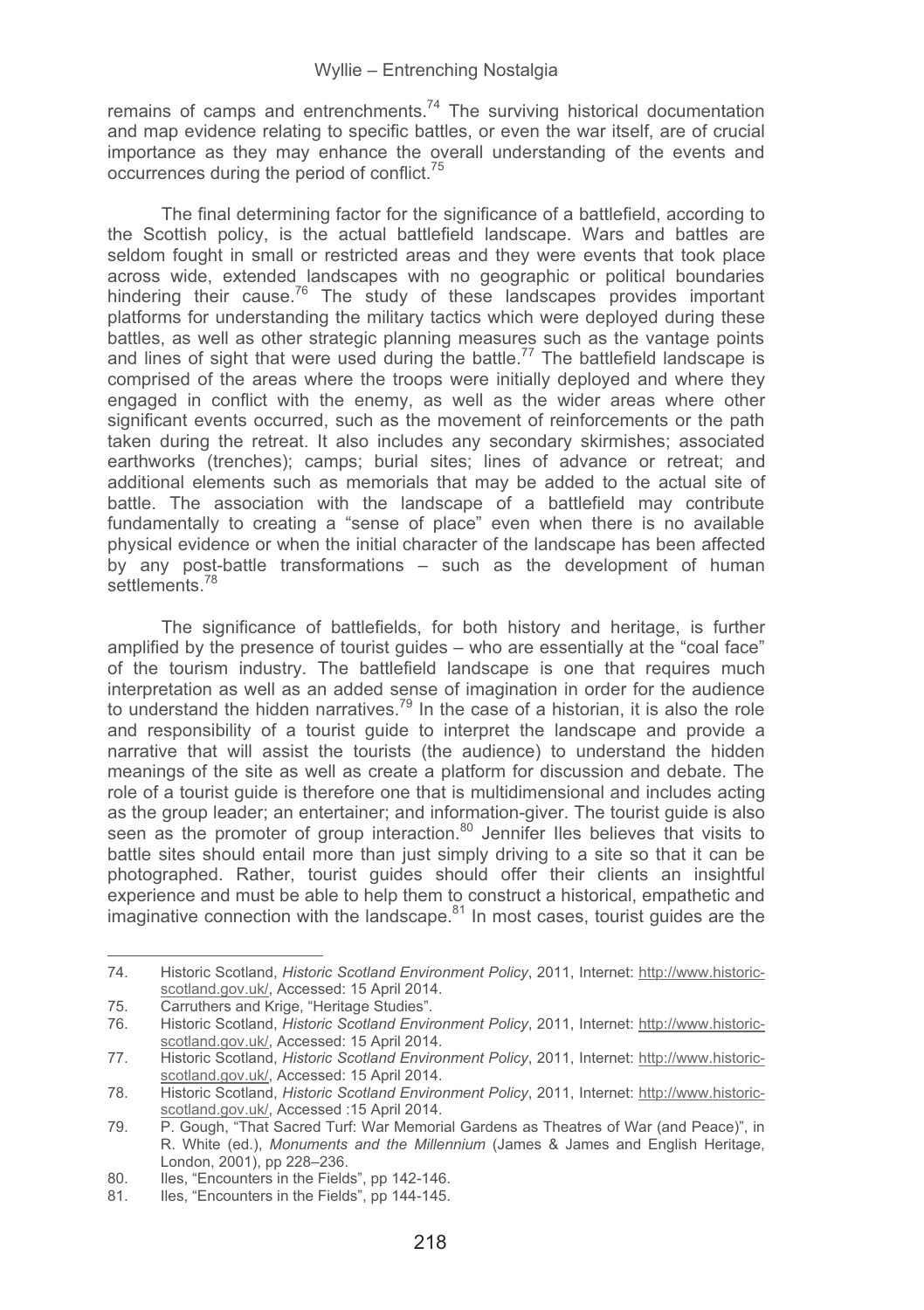remains of camps and entrenchments.[74] The surviving historical documentation and map evidence relating to specific battles, or even the war itself, are of crucial importance as they may enhance the overall understanding of the events and occurrences during the period of conflict.[75]

The final determining factor for the significance of a battlefield, according to the Scottish policy, is the actual battlefield landscape. Wars and battles are seldom fought in small or restricted areas and they were events that took place across wide, extended landscapes with no geographic or political boundaries hindering their cause.[76] The study of these landscapes provides important platforms for understanding the military tactics which were deployed during these battles, as well as other strategic planning measures such as the vantage points and lines of sight that were used during the battle.[77] The battlefield landscape is comprised of the areas where the troops were initially deployed and where they engaged in conflict with the enemy, as well as the wider areas where other significant events occurred, such as the movement of reinforcements or the path taken during the retreat. It also includes any secondary skirmishes; associated earthworks (trenches); camps; burial sites; lines of advance or retreat; and additional elements such as memorials that may be added to the actual site of battle. The association with the landscape of a battlefield may contribute fundamentally to creating a "sense of place" even when there is no available physical evidence or when the initial character of the landscape has been affected by any post-battle transformations – such as the development of human settlements.[78]

The significance of battlefields, for both history and heritage, is further amplified by the presence of tourist guides – who are essentially at the "coal face" of the tourism industry. The battlefield landscape is one that requires much interpretation as well as an added sense of imagination in order for the audience to understand the hidden narratives.[79] In the case of a historian, it is also the role and responsibility of a tourist guide to interpret the landscape and provide a narrative that will assist the tourists (the audience) to understand the hidden meanings of the site as well as create a platform for discussion and debate. The role of a tourist guide is therefore one that is multidimensional and includes acting as the group leader; an entertainer; and information-giver. The tourist guide is also seen as the promoter of group interaction.[80] Jennifer Iles believes that visits to battle sites should entail more than just simply driving to a site so that it can be photographed. Rather, tourist guides should offer their clients an insightful experience and must be able to help them to construct a historical, empathetic and imaginative connection with the landscape.[81] In most cases, tourist guides are the

---

74. Historic Scotland, *Historic Scotland Environment Policy*, 2011, Internet: http://www.historic-scotland.gov.uk/, Accessed: 15 April 2014.
75. Carruthers and Krige, "Heritage Studies".
76. Historic Scotland, *Historic Scotland Environment Policy*, 2011, Internet: http://www.historic-scotland.gov.uk/, Accessed: 15 April 2014.
77. Historic Scotland, *Historic Scotland Environment Policy*, 2011, Internet: http://www.historic-scotland.gov.uk/, Accessed: 15 April 2014.
78. Historic Scotland, *Historic Scotland Environment Policy*, 2011, Internet: http://www.historic-scotland.gov.uk/, Accessed :15 April 2014.
79. P. Gough, "That Sacred Turf: War Memorial Gardens as Theatres of War (and Peace)", in R. White (ed.), *Monuments and the Millennium* (James & James and English Heritage, London, 2001), pp 228–236.
80. Iles, "Encounters in the Fields", pp 142-146.
81. Iles, "Encounters in the Fields", pp 144-145.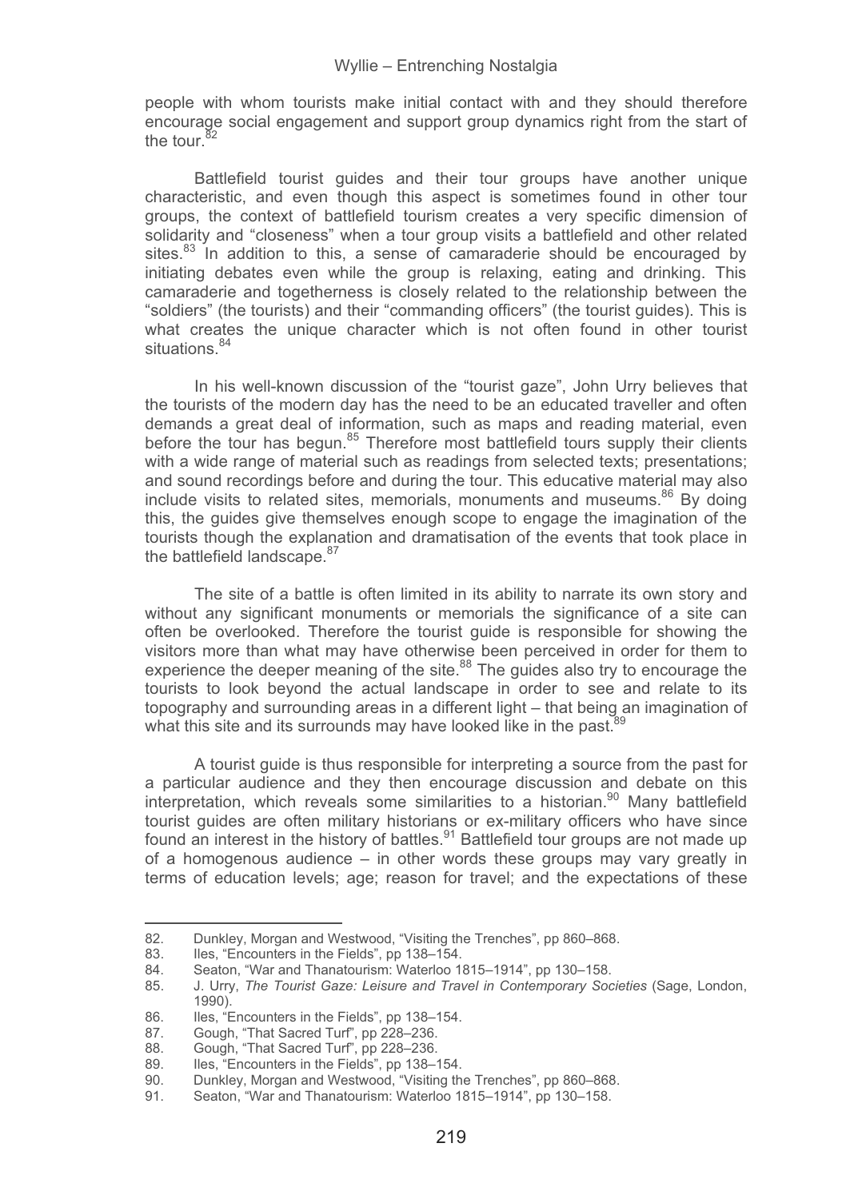people with whom tourists make initial contact with and they should therefore encourage social engagement and support group dynamics right from the start of the tour.[82]

Battlefield tourist guides and their tour groups have another unique characteristic, and even though this aspect is sometimes found in other tour groups, the context of battlefield tourism creates a very specific dimension of solidarity and "closeness" when a tour group visits a battlefield and other related sites.[83] In addition to this, a sense of camaraderie should be encouraged by initiating debates even while the group is relaxing, eating and drinking. This camaraderie and togetherness is closely related to the relationship between the "soldiers" (the tourists) and their "commanding officers" (the tourist guides). This is what creates the unique character which is not often found in other tourist situations.[84]

In his well-known discussion of the "tourist gaze", John Urry believes that the tourists of the modern day has the need to be an educated traveller and often demands a great deal of information, such as maps and reading material, even before the tour has begun.[85] Therefore most battlefield tours supply their clients with a wide range of material such as readings from selected texts; presentations; and sound recordings before and during the tour. This educative material may also include visits to related sites, memorials, monuments and museums.[86] By doing this, the guides give themselves enough scope to engage the imagination of the tourists though the explanation and dramatisation of the events that took place in the battlefield landscape.[87]

The site of a battle is often limited in its ability to narrate its own story and without any significant monuments or memorials the significance of a site can often be overlooked. Therefore the tourist guide is responsible for showing the visitors more than what may have otherwise been perceived in order for them to experience the deeper meaning of the site.[88] The guides also try to encourage the tourists to look beyond the actual landscape in order to see and relate to its topography and surrounding areas in a different light – that being an imagination of what this site and its surrounds may have looked like in the past.[89]

A tourist guide is thus responsible for interpreting a source from the past for a particular audience and they then encourage discussion and debate on this interpretation, which reveals some similarities to a historian.[90] Many battlefield tourist guides are often military historians or ex-military officers who have since found an interest in the history of battles.[91] Battlefield tour groups are not made up of a homogenous audience – in other words these groups may vary greatly in terms of education levels; age; reason for travel; and the expectations of these

---

82. Dunkley, Morgan and Westwood, "Visiting the Trenches", pp 860–868.
83. Iles, "Encounters in the Fields", pp 138–154.
84. Seaton, "War and Thanatourism: Waterloo 1815–1914", pp 130–158.
85. J. Urry, *The Tourist Gaze: Leisure and Travel in Contemporary Societies* (Sage, London, 1990).
86. Iles, "Encounters in the Fields", pp 138–154.
87. Gough, "That Sacred Turf", pp 228–236.
88. Gough, "That Sacred Turf", pp 228–236.
89. Iles, "Encounters in the Fields", pp 138–154.
90. Dunkley, Morgan and Westwood, "Visiting the Trenches", pp 860–868.
91. Seaton, "War and Thanatourism: Waterloo 1815–1914", pp 130–158.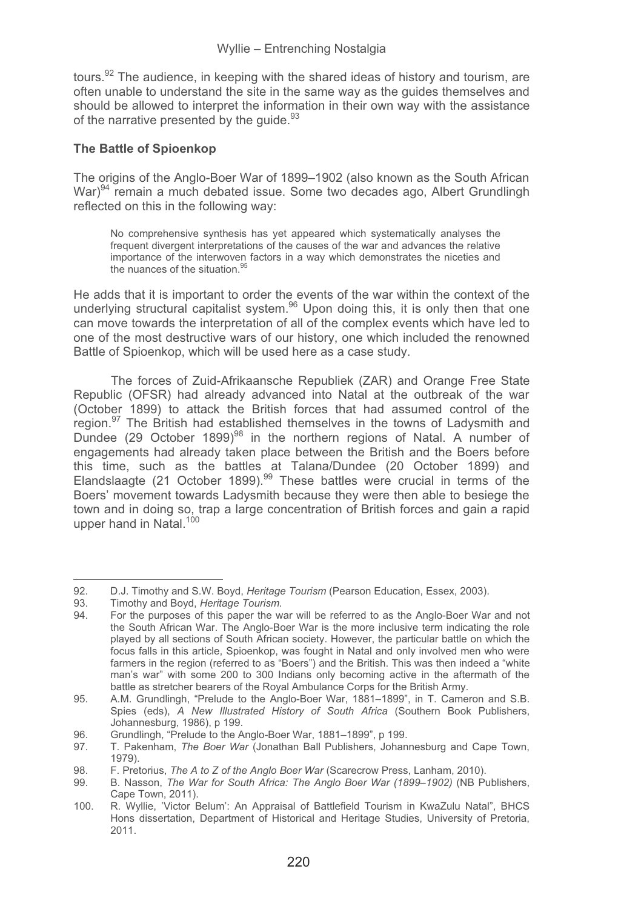tours.[92] The audience, in keeping with the shared ideas of history and tourism, are often unable to understand the site in the same way as the guides themselves and should be allowed to interpret the information in their own way with the assistance of the narrative presented by the guide.[93]

## The Battle of Spioenkop

The origins of the Anglo-Boer War of 1899–1902 (also known as the South African War)[94] remain a much debated issue. Some two decades ago, Albert Grundlingh reflected on this in the following way:

> No comprehensive synthesis has yet appeared which systematically analyses the frequent divergent interpretations of the causes of the war and advances the relative importance of the interwoven factors in a way which demonstrates the niceties and the nuances of the situation.[95]

He adds that it is important to order the events of the war within the context of the underlying structural capitalist system.[96] Upon doing this, it is only then that one can move towards the interpretation of all of the complex events which have led to one of the most destructive wars of our history, one which included the renowned Battle of Spioenkop, which will be used here as a case study.

The forces of Zuid-Afrikaansche Republiek (ZAR) and Orange Free State Republic (OFSR) had already advanced into Natal at the outbreak of the war (October 1899) to attack the British forces that had assumed control of the region.[97] The British had established themselves in the towns of Ladysmith and Dundee (29 October 1899)[98] in the northern regions of Natal. A number of engagements had already taken place between the British and the Boers before this time, such as the battles at Talana/Dundee (20 October 1899) and Elandslaagte (21 October 1899).[99] These battles were crucial in terms of the Boers' movement towards Ladysmith because they were then able to besiege the town and in doing so, trap a large concentration of British forces and gain a rapid upper hand in Natal.[100]

---

92. D.J. Timothy and S.W. Boyd, *Heritage Tourism* (Pearson Education, Essex, 2003).
93. Timothy and Boyd, *Heritage Tourism.*
94. For the purposes of this paper the war will be referred to as the Anglo-Boer War and not the South African War. The Anglo-Boer War is the more inclusive term indicating the role played by all sections of South African society. However, the particular battle on which the focus falls in this article, Spioenkop, was fought in Natal and only involved men who were farmers in the region (referred to as "Boers") and the British. This was then indeed a "white man's war" with some 200 to 300 Indians only becoming active in the aftermath of the battle as stretcher bearers of the Royal Ambulance Corps for the British Army.
95. A.M. Grundlingh, "Prelude to the Anglo-Boer War, 1881–1899", in T. Cameron and S.B. Spies (eds), *A New Illustrated History of South Africa* (Southern Book Publishers, Johannesburg, 1986), p 199.
96. Grundlingh, "Prelude to the Anglo-Boer War, 1881–1899", p 199.
97. T. Pakenham, *The Boer War* (Jonathan Ball Publishers, Johannesburg and Cape Town, 1979).
98. F. Pretorius, *The A to Z of the Anglo Boer War* (Scarecrow Press, Lanham, 2010).
99. B. Nasson, *The War for South Africa: The Anglo Boer War (1899–1902)* (NB Publishers, Cape Town, 2011).
100. R. Wyllie, 'Victor Belum': An Appraisal of Battlefield Tourism in KwaZulu Natal", BHCS Hons dissertation, Department of Historical and Heritage Studies, University of Pretoria, 2011.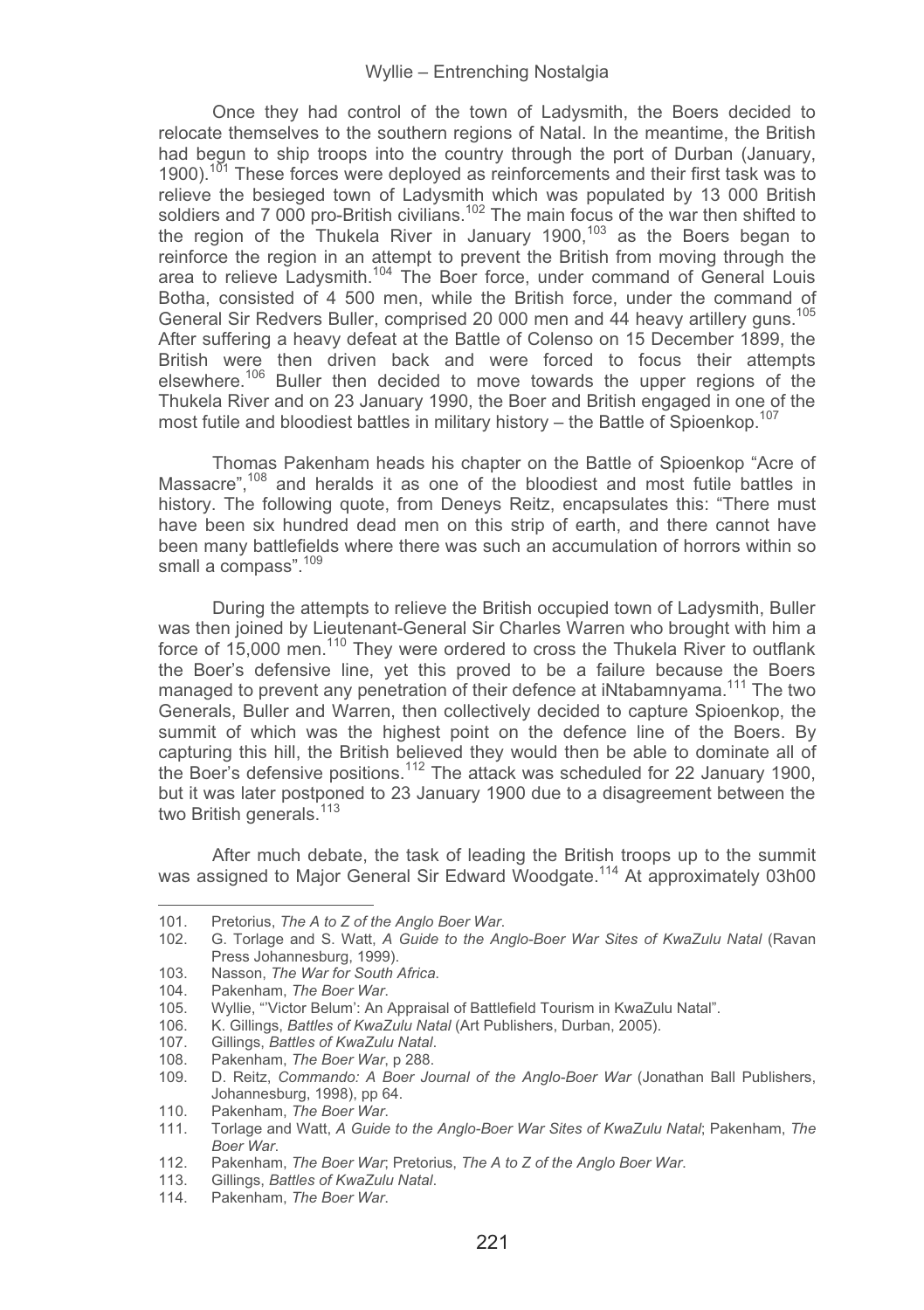Once they had control of the town of Ladysmith, the Boers decided to relocate themselves to the southern regions of Natal. In the meantime, the British had begun to ship troops into the country through the port of Durban (January, 1900).[101] These forces were deployed as reinforcements and their first task was to relieve the besieged town of Ladysmith which was populated by 13 000 British soldiers and 7 000 pro-British civilians.[102] The main focus of the war then shifted to the region of the Thukela River in January 1900,[103] as the Boers began to reinforce the region in an attempt to prevent the British from moving through the area to relieve Ladysmith.[104] The Boer force, under command of General Louis Botha, consisted of 4 500 men, while the British force, under the command of General Sir Redvers Buller, comprised 20 000 men and 44 heavy artillery guns.[105] After suffering a heavy defeat at the Battle of Colenso on 15 December 1899, the British were then driven back and were forced to focus their attempts elsewhere.[106] Buller then decided to move towards the upper regions of the Thukela River and on 23 January 1990, the Boer and British engaged in one of the most futile and bloodiest battles in military history – the Battle of Spioenkop.[107]

Thomas Pakenham heads his chapter on the Battle of Spioenkop "Acre of Massacre",[108] and heralds it as one of the bloodiest and most futile battles in history. The following quote, from Deneys Reitz, encapsulates this: "There must have been six hundred dead men on this strip of earth, and there cannot have been many battlefields where there was such an accumulation of horrors within so small a compass".[109]

During the attempts to relieve the British occupied town of Ladysmith, Buller was then joined by Lieutenant-General Sir Charles Warren who brought with him a force of 15,000 men.[110] They were ordered to cross the Thukela River to outflank the Boer's defensive line, yet this proved to be a failure because the Boers managed to prevent any penetration of their defence at iNtabamnyama.[111] The two Generals, Buller and Warren, then collectively decided to capture Spioenkop, the summit of which was the highest point on the defence line of the Boers. By capturing this hill, the British believed they would then be able to dominate all of the Boer's defensive positions.[112] The attack was scheduled for 22 January 1900, but it was later postponed to 23 January 1900 due to a disagreement between the two British generals.[113]

After much debate, the task of leading the British troops up to the summit was assigned to Major General Sir Edward Woodgate.[114] At approximately 03h00

---

101. Pretorius, *The A to Z of the Anglo Boer War*.
102. G. Torlage and S. Watt, *A Guide to the Anglo-Boer War Sites of KwaZulu Natal* (Ravan Press Johannesburg, 1999).
103. Nasson, *The War for South Africa*.
104. Pakenham, *The Boer War*.
105. Wyllie, "'Victor Belum': An Appraisal of Battlefield Tourism in KwaZulu Natal".
106. K. Gillings, *Battles of KwaZulu Natal* (Art Publishers, Durban, 2005).
107. Gillings, *Battles of KwaZulu Natal*.
108. Pakenham, *The Boer War*, p 288.
109. D. Reitz, *Commando: A Boer Journal of the Anglo-Boer War* (Jonathan Ball Publishers, Johannesburg, 1998), pp 64.
110. Pakenham, *The Boer War*.
111. Torlage and Watt, *A Guide to the Anglo-Boer War Sites of KwaZulu Natal*; Pakenham, *The Boer War*.
112. Pakenham, *The Boer War*; Pretorius, *The A to Z of the Anglo Boer War*.
113. Gillings, *Battles of KwaZulu Natal*.
114. Pakenham, *The Boer War*.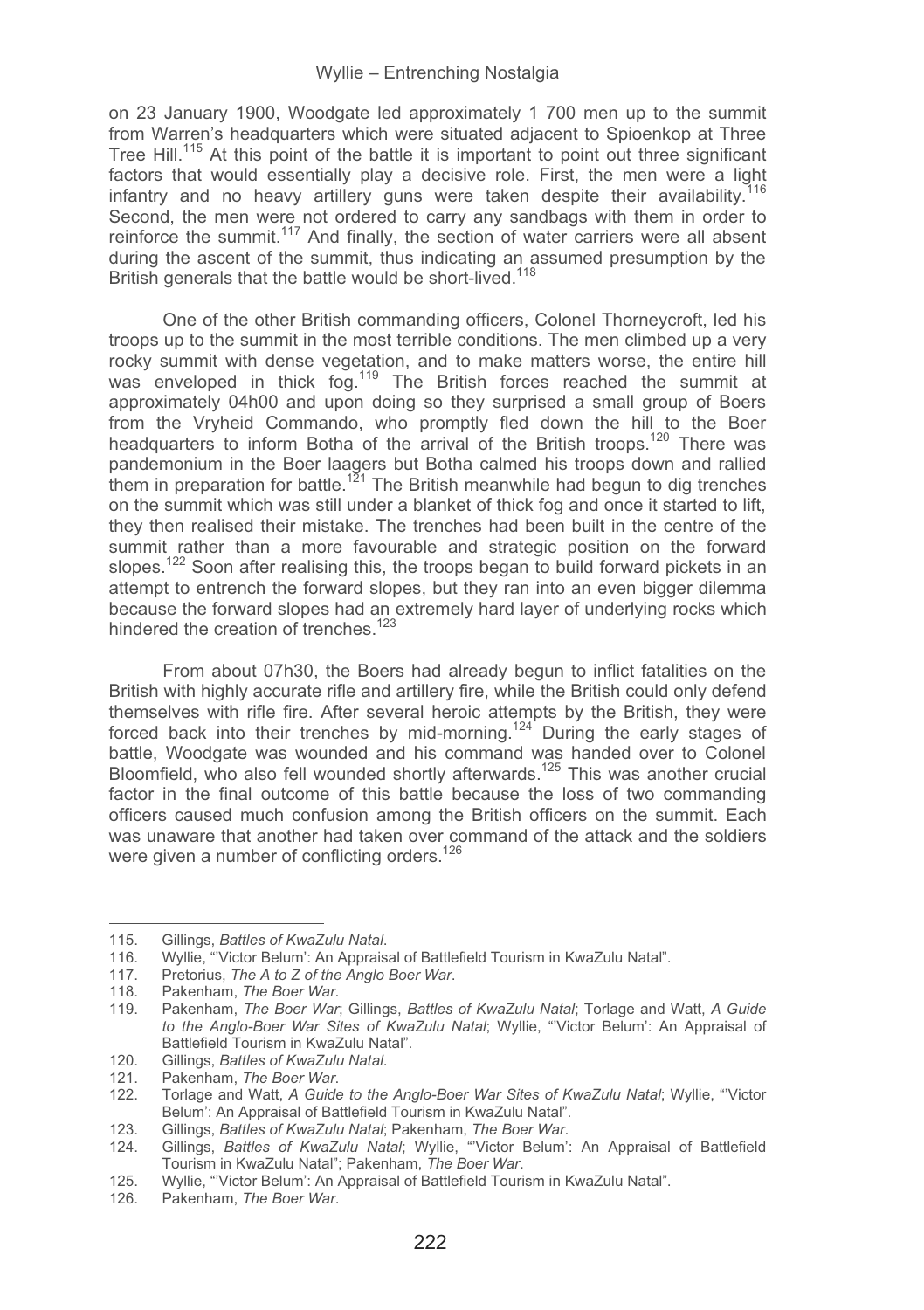on 23 January 1900, Woodgate led approximately 1 700 men up to the summit from Warren's headquarters which were situated adjacent to Spioenkop at Three Tree Hill.[115] At this point of the battle it is important to point out three significant factors that would essentially play a decisive role. First, the men were a light infantry and no heavy artillery guns were taken despite their availability.[116] Second, the men were not ordered to carry any sandbags with them in order to reinforce the summit.[117] And finally, the section of water carriers were all absent during the ascent of the summit, thus indicating an assumed presumption by the British generals that the battle would be short-lived.[118]

One of the other British commanding officers, Colonel Thorneycroft, led his troops up to the summit in the most terrible conditions. The men climbed up a very rocky summit with dense vegetation, and to make matters worse, the entire hill was enveloped in thick fog.[119] The British forces reached the summit at approximately 04h00 and upon doing so they surprised a small group of Boers from the Vryheid Commando, who promptly fled down the hill to the Boer headquarters to inform Botha of the arrival of the British troops.[120] There was pandemonium in the Boer laagers but Botha calmed his troops down and rallied them in preparation for battle.[121] The British meanwhile had begun to dig trenches on the summit which was still under a blanket of thick fog and once it started to lift, they then realised their mistake. The trenches had been built in the centre of the summit rather than a more favourable and strategic position on the forward slopes.[122] Soon after realising this, the troops began to build forward pickets in an attempt to entrench the forward slopes, but they ran into an even bigger dilemma because the forward slopes had an extremely hard layer of underlying rocks which hindered the creation of trenches.[123]

From about 07h30, the Boers had already begun to inflict fatalities on the British with highly accurate rifle and artillery fire, while the British could only defend themselves with rifle fire. After several heroic attempts by the British, they were forced back into their trenches by mid-morning.[124] During the early stages of battle, Woodgate was wounded and his command was handed over to Colonel Bloomfield, who also fell wounded shortly afterwards.[125] This was another crucial factor in the final outcome of this battle because the loss of two commanding officers caused much confusion among the British officers on the summit. Each was unaware that another had taken over command of the attack and the soldiers were given a number of conflicting orders.[126]

---

115. Gillings, *Battles of KwaZulu Natal*.
116. Wyllie, "'Victor Belum': An Appraisal of Battlefield Tourism in KwaZulu Natal".
117. Pretorius, *The A to Z of the Anglo Boer War*.
118. Pakenham, *The Boer War*.
119. Pakenham, *The Boer War*; Gillings, *Battles of KwaZulu Natal*; Torlage and Watt, *A Guide to the Anglo-Boer War Sites of KwaZulu Natal*; Wyllie, "'Victor Belum': An Appraisal of Battlefield Tourism in KwaZulu Natal".
120. Gillings, *Battles of KwaZulu Natal*.
121. Pakenham, *The Boer War*.
122. Torlage and Watt, *A Guide to the Anglo-Boer War Sites of KwaZulu Natal*; Wyllie, "'Victor Belum': An Appraisal of Battlefield Tourism in KwaZulu Natal".
123. Gillings, *Battles of KwaZulu Natal*; Pakenham, *The Boer War*.
124. Gillings, *Battles of KwaZulu Natal*; Wyllie, "'Victor Belum': An Appraisal of Battlefield Tourism in KwaZulu Natal"; Pakenham, *The Boer War*.
125. Wyllie, "'Victor Belum': An Appraisal of Battlefield Tourism in KwaZulu Natal".
126. Pakenham, *The Boer War*.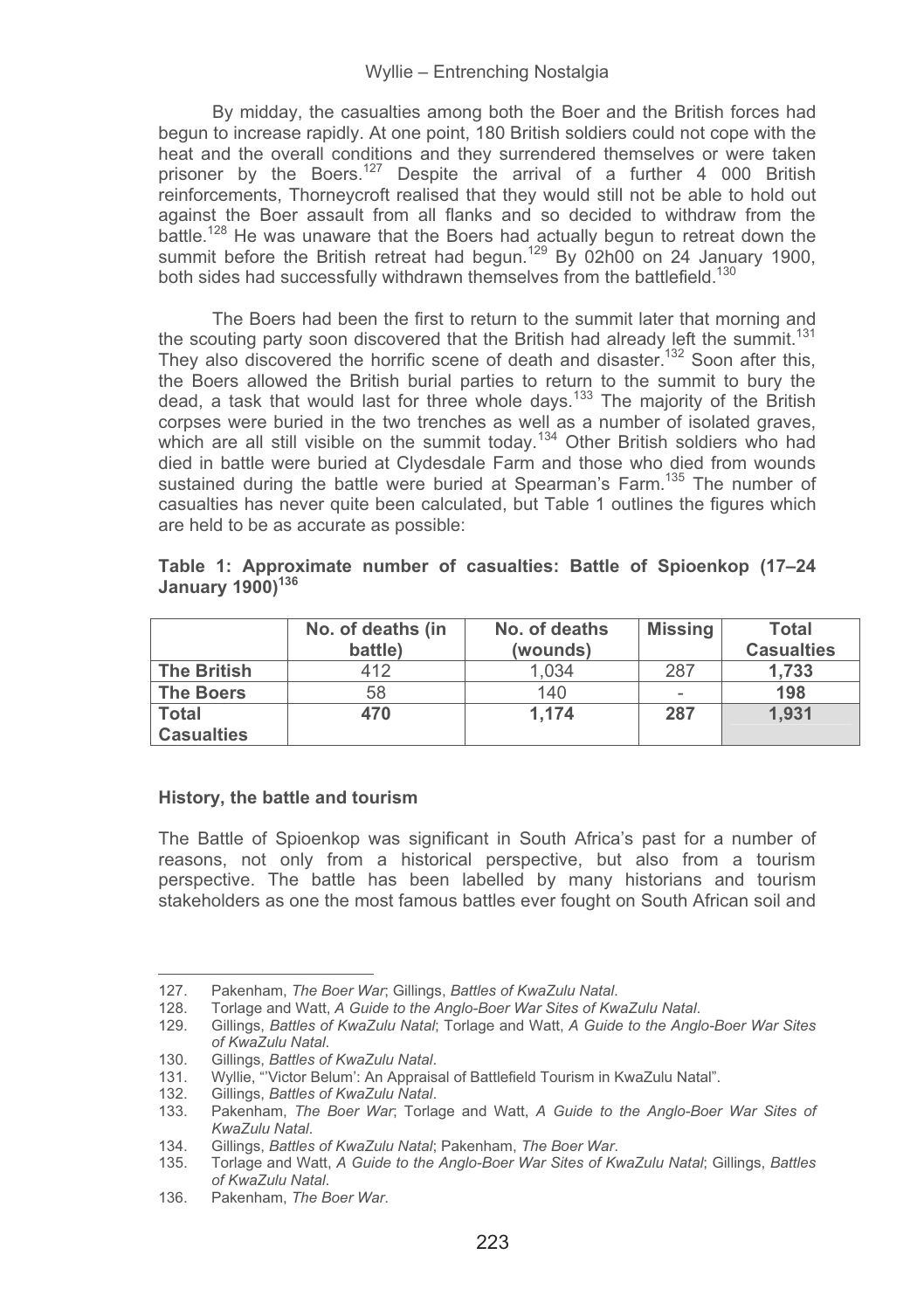By midday, the casualties among both the Boer and the British forces had begun to increase rapidly. At one point, 180 British soldiers could not cope with the heat and the overall conditions and they surrendered themselves or were taken prisoner by the Boers.[127] Despite the arrival of a further 4 000 British reinforcements, Thorneycroft realised that they would still not be able to hold out against the Boer assault from all flanks and so decided to withdraw from the battle.[128] He was unaware that the Boers had actually begun to retreat down the summit before the British retreat had begun.[129] By 02h00 on 24 January 1900, both sides had successfully withdrawn themselves from the battlefield.[130]

The Boers had been the first to return to the summit later that morning and the scouting party soon discovered that the British had already left the summit.[131] They also discovered the horrific scene of death and disaster.[132] Soon after this, the Boers allowed the British burial parties to return to the summit to bury the dead, a task that would last for three whole days.[133] The majority of the British corpses were buried in the two trenches as well as a number of isolated graves, which are all still visible on the summit today.[134] Other British soldiers who had died in battle were buried at Clydesdale Farm and those who died from wounds sustained during the battle were buried at Spearman's Farm.[135] The number of casualties has never quite been calculated, but Table 1 outlines the figures which are held to be as accurate as possible:

**Table 1: Approximate number of casualties: Battle of Spioenkop (17–24 January 1900)[136]**

| | No. of deaths (in battle) | No. of deaths (wounds) | Missing | Total Casualties |
|---|---|---|---|---|
| **The British** | 412 | 1,034 | 287 | **1,733** |
| **The Boers** | 58 | 140 | - | **198** |
| **Total Casualties** | **470** | **1,174** | **287** | **1,931** |

### History, the battle and tourism

The Battle of Spioenkop was significant in South Africa's past for a number of reasons, not only from a historical perspective, but also from a tourism perspective. The battle has been labelled by many historians and tourism stakeholders as one the most famous battles ever fought on South African soil and

---

127. Pakenham, *The Boer War*; Gillings, *Battles of KwaZulu Natal*.
128. Torlage and Watt, *A Guide to the Anglo-Boer War Sites of KwaZulu Natal*.
129. Gillings, *Battles of KwaZulu Natal*; Torlage and Watt, *A Guide to the Anglo-Boer War Sites of KwaZulu Natal*.
130. Gillings, *Battles of KwaZulu Natal*.
131. Wyllie, "'Victor Belum': An Appraisal of Battlefield Tourism in KwaZulu Natal".
132. Gillings, *Battles of KwaZulu Natal*.
133. Pakenham, *The Boer War*; Torlage and Watt, *A Guide to the Anglo-Boer War Sites of KwaZulu Natal*.
134. Gillings, *Battles of KwaZulu Natal*; Pakenham, *The Boer War*.
135. Torlage and Watt, *A Guide to the Anglo-Boer War Sites of KwaZulu Natal*; Gillings, *Battles of KwaZulu Natal*.
136. Pakenham, *The Boer War*.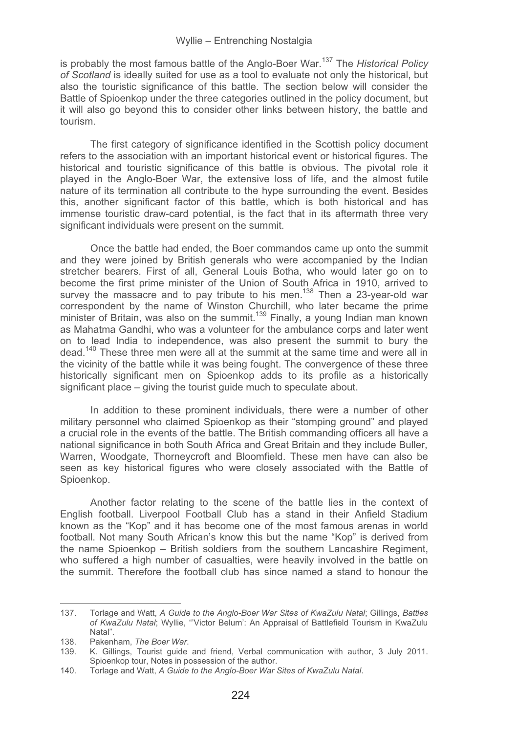is probably the most famous battle of the Anglo-Boer War.[137] The *Historical Policy of Scotland* is ideally suited for use as a tool to evaluate not only the historical, but also the touristic significance of this battle. The section below will consider the Battle of Spioenkop under the three categories outlined in the policy document, but it will also go beyond this to consider other links between history, the battle and tourism.

The first category of significance identified in the Scottish policy document refers to the association with an important historical event or historical figures. The historical and touristic significance of this battle is obvious. The pivotal role it played in the Anglo-Boer War, the extensive loss of life, and the almost futile nature of its termination all contribute to the hype surrounding the event. Besides this, another significant factor of this battle, which is both historical and has immense touristic draw-card potential, is the fact that in its aftermath three very significant individuals were present on the summit.

Once the battle had ended, the Boer commandos came up onto the summit and they were joined by British generals who were accompanied by the Indian stretcher bearers. First of all, General Louis Botha, who would later go on to become the first prime minister of the Union of South Africa in 1910, arrived to survey the massacre and to pay tribute to his men.[138] Then a 23-year-old war correspondent by the name of Winston Churchill, who later became the prime minister of Britain, was also on the summit.[139] Finally, a young Indian man known as Mahatma Gandhi, who was a volunteer for the ambulance corps and later went on to lead India to independence, was also present the summit to bury the dead.[140] These three men were all at the summit at the same time and were all in the vicinity of the battle while it was being fought. The convergence of these three historically significant men on Spioenkop adds to its profile as a historically significant place – giving the tourist guide much to speculate about.

In addition to these prominent individuals, there were a number of other military personnel who claimed Spioenkop as their "stomping ground" and played a crucial role in the events of the battle. The British commanding officers all have a national significance in both South Africa and Great Britain and they include Buller, Warren, Woodgate, Thorneycroft and Bloomfield. These men have can also be seen as key historical figures who were closely associated with the Battle of Spioenkop.

Another factor relating to the scene of the battle lies in the context of English football. Liverpool Football Club has a stand in their Anfield Stadium known as the "Kop" and it has become one of the most famous arenas in world football. Not many South African's know this but the name "Kop" is derived from the name Spioenkop – British soldiers from the southern Lancashire Regiment, who suffered a high number of casualties, were heavily involved in the battle on the summit. Therefore the football club has since named a stand to honour the

---

137. Torlage and Watt, *A Guide to the Anglo-Boer War Sites of KwaZulu Natal*; Gillings, *Battles of KwaZulu Natal*; Wyllie, "'Victor Belum': An Appraisal of Battlefield Tourism in KwaZulu Natal".
138. Pakenham, *The Boer War*.
139. K. Gillings, Tourist guide and friend, Verbal communication with author, 3 July 2011. Spioenkop tour, Notes in possession of the author.
140. Torlage and Watt, *A Guide to the Anglo-Boer War Sites of KwaZulu Natal*.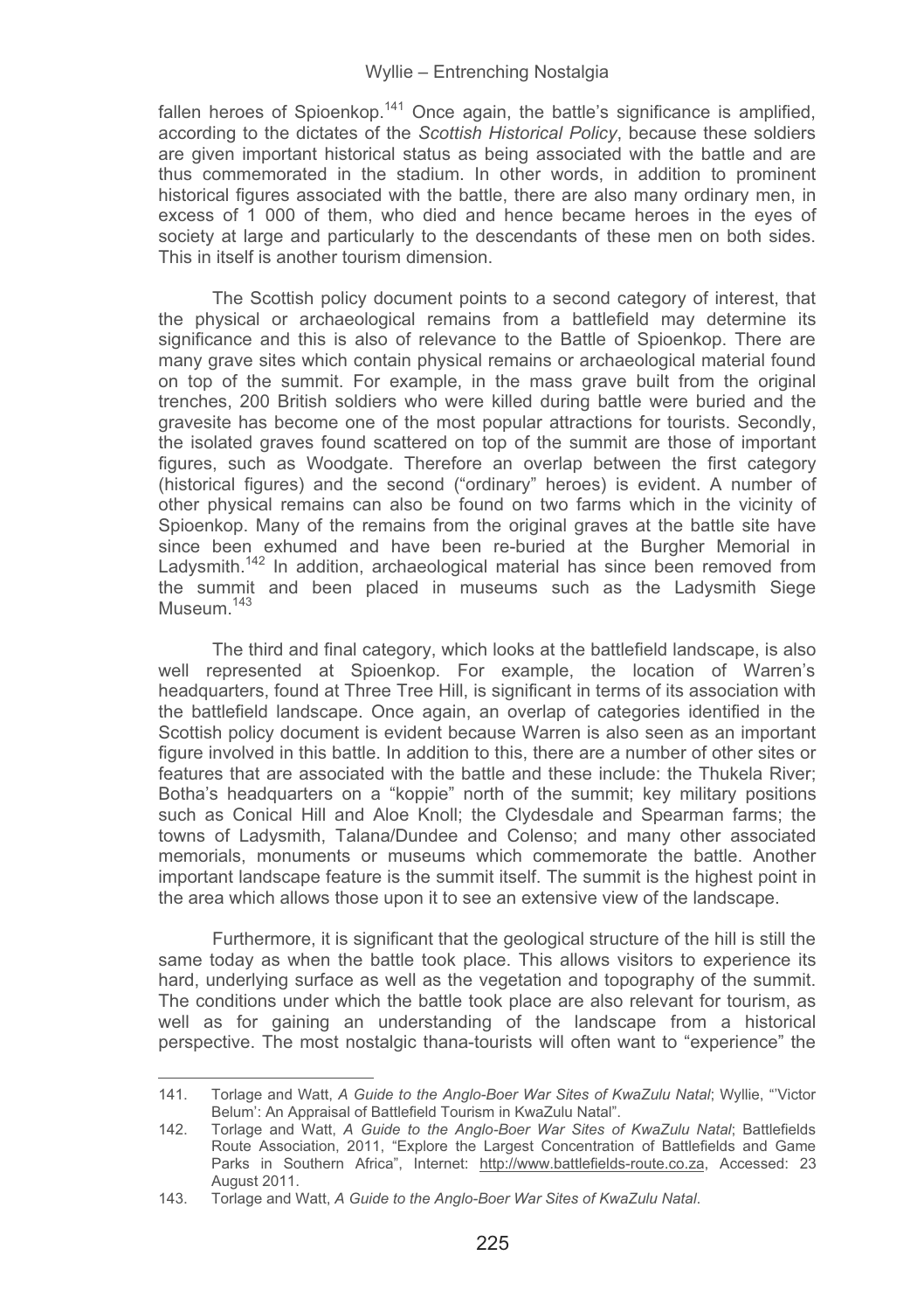fallen heroes of Spioenkop.[141] Once again, the battle's significance is amplified, according to the dictates of the *Scottish Historical Policy*, because these soldiers are given important historical status as being associated with the battle and are thus commemorated in the stadium. In other words, in addition to prominent historical figures associated with the battle, there are also many ordinary men, in excess of 1 000 of them, who died and hence became heroes in the eyes of society at large and particularly to the descendants of these men on both sides. This in itself is another tourism dimension.

The Scottish policy document points to a second category of interest, that the physical or archaeological remains from a battlefield may determine its significance and this is also of relevance to the Battle of Spioenkop. There are many grave sites which contain physical remains or archaeological material found on top of the summit. For example, in the mass grave built from the original trenches, 200 British soldiers who were killed during battle were buried and the gravesite has become one of the most popular attractions for tourists. Secondly, the isolated graves found scattered on top of the summit are those of important figures, such as Woodgate. Therefore an overlap between the first category (historical figures) and the second ("ordinary" heroes) is evident. A number of other physical remains can also be found on two farms which in the vicinity of Spioenkop. Many of the remains from the original graves at the battle site have since been exhumed and have been re-buried at the Burgher Memorial in Ladysmith.[142] In addition, archaeological material has since been removed from the summit and been placed in museums such as the Ladysmith Siege Museum.[143]

The third and final category, which looks at the battlefield landscape, is also well represented at Spioenkop. For example, the location of Warren's headquarters, found at Three Tree Hill, is significant in terms of its association with the battlefield landscape. Once again, an overlap of categories identified in the Scottish policy document is evident because Warren is also seen as an important figure involved in this battle. In addition to this, there are a number of other sites or features that are associated with the battle and these include: the Thukela River; Botha's headquarters on a "koppie" north of the summit; key military positions such as Conical Hill and Aloe Knoll; the Clydesdale and Spearman farms; the towns of Ladysmith, Talana/Dundee and Colenso; and many other associated memorials, monuments or museums which commemorate the battle. Another important landscape feature is the summit itself. The summit is the highest point in the area which allows those upon it to see an extensive view of the landscape.

Furthermore, it is significant that the geological structure of the hill is still the same today as when the battle took place. This allows visitors to experience its hard, underlying surface as well as the vegetation and topography of the summit. The conditions under which the battle took place are also relevant for tourism, as well as for gaining an understanding of the landscape from a historical perspective. The most nostalgic thana-tourists will often want to "experience" the

---

141. Torlage and Watt, *A Guide to the Anglo-Boer War Sites of KwaZulu Natal*; Wyllie, "'Victor Belum': An Appraisal of Battlefield Tourism in KwaZulu Natal".

142. Torlage and Watt, *A Guide to the Anglo-Boer War Sites of KwaZulu Natal*; Battlefields Route Association, 2011, "Explore the Largest Concentration of Battlefields and Game Parks in Southern Africa", Internet: http://www.battlefields-route.co.za, Accessed: 23 August 2011.

143. Torlage and Watt, *A Guide to the Anglo-Boer War Sites of KwaZulu Natal*.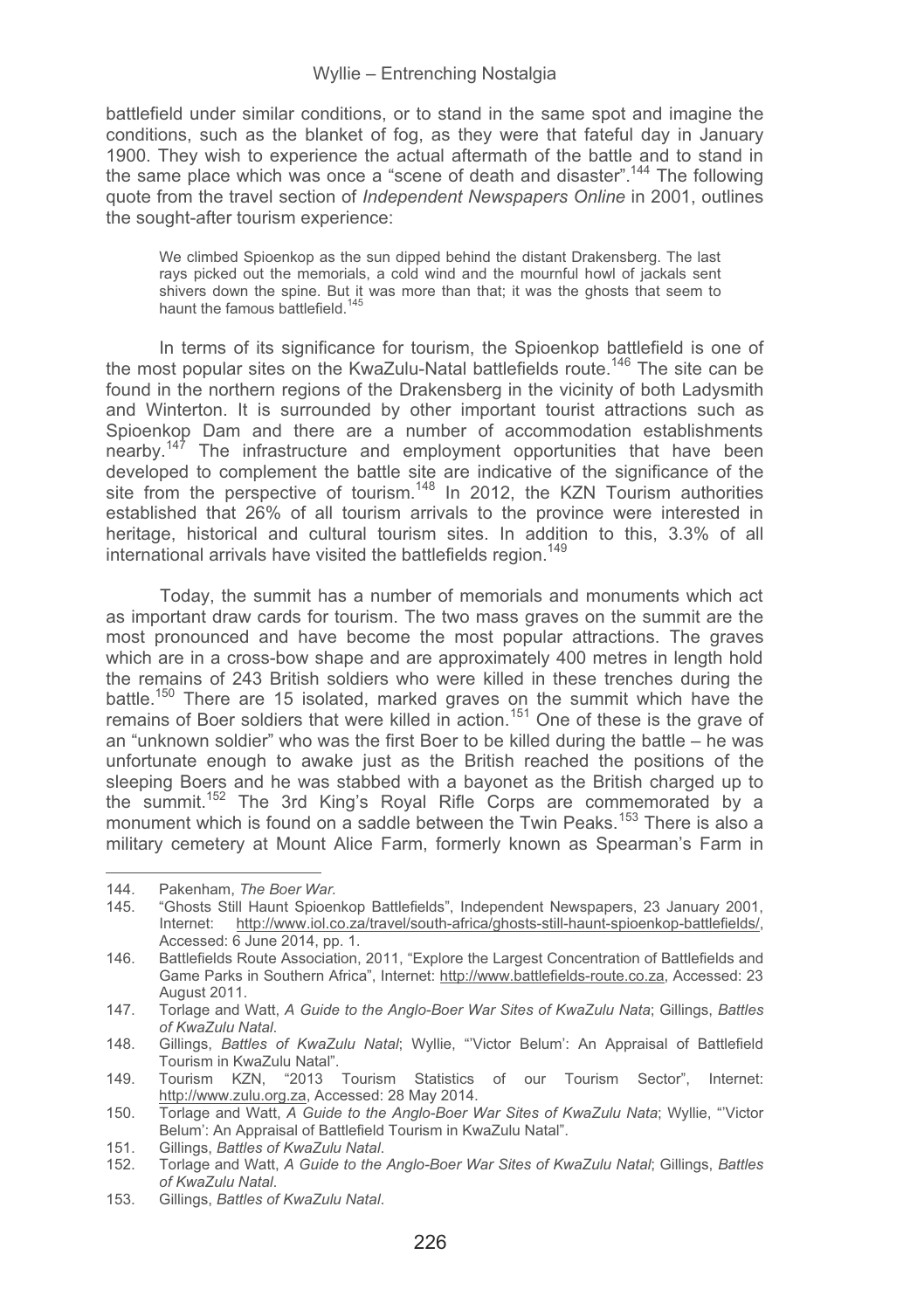battlefield under similar conditions, or to stand in the same spot and imagine the conditions, such as the blanket of fog, as they were that fateful day in January 1900. They wish to experience the actual aftermath of the battle and to stand in the same place which was once a "scene of death and disaster".[144] The following quote from the travel section of *Independent Newspapers Online* in 2001, outlines the sought-after tourism experience:

> We climbed Spioenkop as the sun dipped behind the distant Drakensberg. The last rays picked out the memorials, a cold wind and the mournful howl of jackals sent shivers down the spine. But it was more than that; it was the ghosts that seem to haunt the famous battlefield.[145]

In terms of its significance for tourism, the Spioenkop battlefield is one of the most popular sites on the KwaZulu-Natal battlefields route.[146] The site can be found in the northern regions of the Drakensberg in the vicinity of both Ladysmith and Winterton. It is surrounded by other important tourist attractions such as Spioenkop Dam and there are a number of accommodation establishments nearby.[147] The infrastructure and employment opportunities that have been developed to complement the battle site are indicative of the significance of the site from the perspective of tourism.[148] In 2012, the KZN Tourism authorities established that 26% of all tourism arrivals to the province were interested in heritage, historical and cultural tourism sites. In addition to this, 3.3% of all international arrivals have visited the battlefields region.[149]

Today, the summit has a number of memorials and monuments which act as important draw cards for tourism. The two mass graves on the summit are the most pronounced and have become the most popular attractions. The graves which are in a cross-bow shape and are approximately 400 metres in length hold the remains of 243 British soldiers who were killed in these trenches during the battle.[150] There are 15 isolated, marked graves on the summit which have the remains of Boer soldiers that were killed in action.[151] One of these is the grave of an "unknown soldier" who was the first Boer to be killed during the battle – he was unfortunate enough to awake just as the British reached the positions of the sleeping Boers and he was stabbed with a bayonet as the British charged up to the summit.[152] The 3rd King's Royal Rifle Corps are commemorated by a monument which is found on a saddle between the Twin Peaks.[153] There is also a military cemetery at Mount Alice Farm, formerly known as Spearman's Farm in

---

144. Pakenham, *The Boer War.*
145. "Ghosts Still Haunt Spioenkop Battlefields", Independent Newspapers, 23 January 2001, Internet: http://www.iol.co.za/travel/south-africa/ghosts-still-haunt-spioenkop-battlefields/, Accessed: 6 June 2014, pp. 1.
146. Battlefields Route Association, 2011, "Explore the Largest Concentration of Battlefields and Game Parks in Southern Africa", Internet: http://www.battlefields-route.co.za, Accessed: 23 August 2011.
147. Torlage and Watt, *A Guide to the Anglo-Boer War Sites of KwaZulu Nata*; Gillings, *Battles of KwaZulu Natal*.
148. Gillings, *Battles of KwaZulu Natal*; Wyllie, "'Victor Belum': An Appraisal of Battlefield Tourism in KwaZulu Natal".
149. Tourism KZN, "2013 Tourism Statistics of our Tourism Sector", Internet: http://www.zulu.org.za, Accessed: 28 May 2014.
150. Torlage and Watt, *A Guide to the Anglo-Boer War Sites of KwaZulu Nata*; Wyllie, "'Victor Belum': An Appraisal of Battlefield Tourism in KwaZulu Natal".
151. Gillings, *Battles of KwaZulu Natal*.
152. Torlage and Watt, *A Guide to the Anglo-Boer War Sites of KwaZulu Natal*; Gillings, *Battles of KwaZulu Natal.*
153. Gillings, *Battles of KwaZulu Natal*.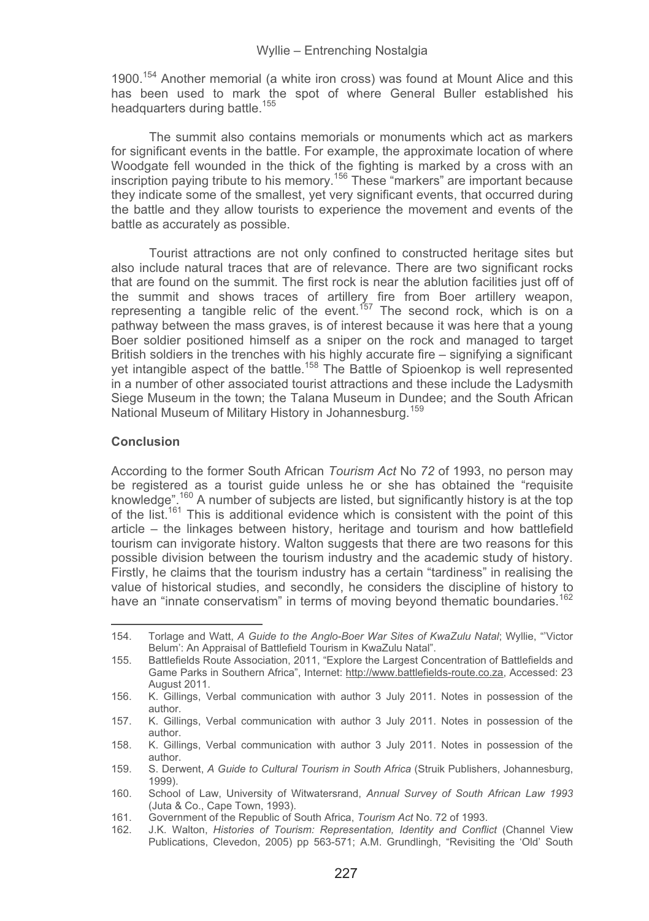1900.[154] Another memorial (a white iron cross) was found at Mount Alice and this has been used to mark the spot of where General Buller established his headquarters during battle.[155]

The summit also contains memorials or monuments which act as markers for significant events in the battle. For example, the approximate location of where Woodgate fell wounded in the thick of the fighting is marked by a cross with an inscription paying tribute to his memory.[156] These "markers" are important because they indicate some of the smallest, yet very significant events, that occurred during the battle and they allow tourists to experience the movement and events of the battle as accurately as possible.

Tourist attractions are not only confined to constructed heritage sites but also include natural traces that are of relevance. There are two significant rocks that are found on the summit. The first rock is near the ablution facilities just off of the summit and shows traces of artillery fire from Boer artillery weapon, representing a tangible relic of the event.[157] The second rock, which is on a pathway between the mass graves, is of interest because it was here that a young Boer soldier positioned himself as a sniper on the rock and managed to target British soldiers in the trenches with his highly accurate fire – signifying a significant yet intangible aspect of the battle.[158] The Battle of Spioenkop is well represented in a number of other associated tourist attractions and these include the Ladysmith Siege Museum in the town; the Talana Museum in Dundee; and the South African National Museum of Military History in Johannesburg.[159]

**Conclusion**

According to the former South African *Tourism Act* No *72* of 1993, no person may be registered as a tourist guide unless he or she has obtained the "requisite knowledge".[160] A number of subjects are listed, but significantly history is at the top of the list.[161] This is additional evidence which is consistent with the point of this article – the linkages between history, heritage and tourism and how battlefield tourism can invigorate history. Walton suggests that there are two reasons for this possible division between the tourism industry and the academic study of history. Firstly, he claims that the tourism industry has a certain "tardiness" in realising the value of historical studies, and secondly, he considers the discipline of history to have an "innate conservatism" in terms of moving beyond thematic boundaries.[162]

---

154. Torlage and Watt, *A Guide to the Anglo-Boer War Sites of KwaZulu Natal*; Wyllie, "'Victor Belum': An Appraisal of Battlefield Tourism in KwaZulu Natal".
155. Battlefields Route Association, 2011, "Explore the Largest Concentration of Battlefields and Game Parks in Southern Africa", Internet: http://www.battlefields-route.co.za, Accessed: 23 August 2011.
156. K. Gillings, Verbal communication with author 3 July 2011. Notes in possession of the author.
157. K. Gillings, Verbal communication with author 3 July 2011. Notes in possession of the author.
158. K. Gillings, Verbal communication with author 3 July 2011. Notes in possession of the author.
159. S. Derwent, *A Guide to Cultural Tourism in South Africa* (Struik Publishers, Johannesburg, 1999).
160. School of Law, University of Witwatersrand, *Annual Survey of South African Law 1993* (Juta & Co., Cape Town, 1993).
161. Government of the Republic of South Africa, *Tourism Act* No. 72 of 1993.
162. J.K. Walton, *Histories of Tourism: Representation, Identity and Conflict* (Channel View Publications, Clevedon, 2005) pp 563-571; A.M. Grundlingh, "Revisiting the 'Old' South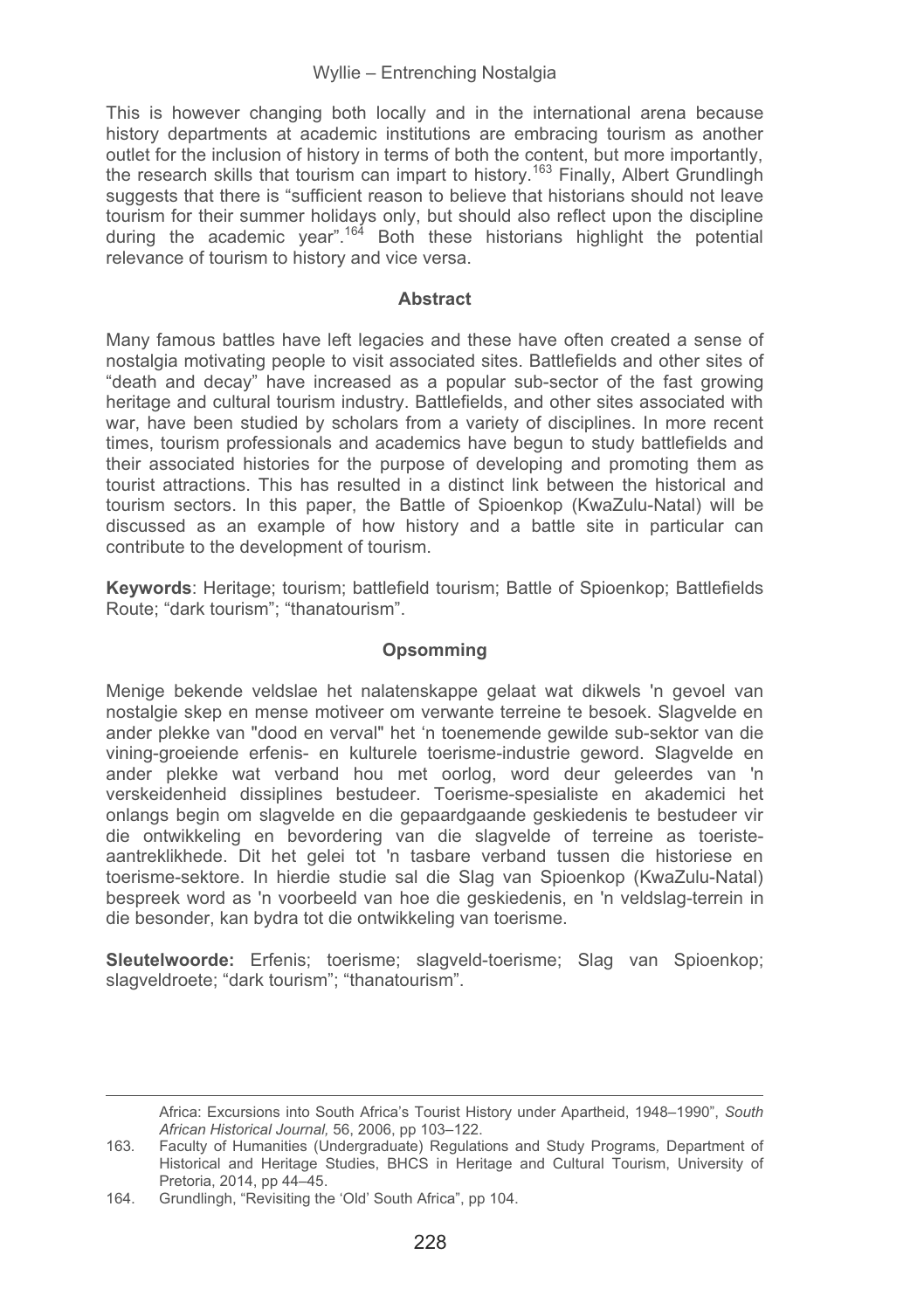This is however changing both locally and in the international arena because history departments at academic institutions are embracing tourism as another outlet for the inclusion of history in terms of both the content, but more importantly, the research skills that tourism can impart to history.[163] Finally, Albert Grundlingh suggests that there is "sufficient reason to believe that historians should not leave tourism for their summer holidays only, but should also reflect upon the discipline during the academic year".[164] Both these historians highlight the potential relevance of tourism to history and vice versa.

## Abstract

Many famous battles have left legacies and these have often created a sense of nostalgia motivating people to visit associated sites. Battlefields and other sites of "death and decay" have increased as a popular sub-sector of the fast growing heritage and cultural tourism industry. Battlefields, and other sites associated with war, have been studied by scholars from a variety of disciplines. In more recent times, tourism professionals and academics have begun to study battlefields and their associated histories for the purpose of developing and promoting them as tourist attractions. This has resulted in a distinct link between the historical and tourism sectors. In this paper, the Battle of Spioenkop (KwaZulu-Natal) will be discussed as an example of how history and a battle site in particular can contribute to the development of tourism.

**Keywords**: Heritage; tourism; battlefield tourism; Battle of Spioenkop; Battlefields Route; "dark tourism"; "thanatourism".

## Opsomming

Menige bekende veldslae het nalatenskappe gelaat wat dikwels 'n gevoel van nostalgie skep en mense motiveer om verwante terreine te besoek. Slagvelde en ander plekke van "dood en verval" het 'n toenemende gewilde sub-sektor van die vining-groeiende erfenis- en kulturele toerisme-industrie geword. Slagvelde en ander plekke wat verband hou met oorlog, word deur geleerdes van 'n verskeidenheid dissiplines bestudeer. Toerisme-spesialiste en akademici het onlangs begin om slagvelde en die gepaardgaande geskiedenis te bestudeer vir die ontwikkeling en bevordering van die slagvelde of terreine as toeriste-aantreklikhede. Dit het gelei tot 'n tasbare verband tussen die historiese en toerisme-sektore. In hierdie studie sal die Slag van Spioenkop (KwaZulu-Natal) bespreek word as 'n voorbeeld van hoe die geskiedenis, en 'n veldslag-terrein in die besonder, kan bydra tot die ontwikkeling van toerisme.

**Sleutelwoorde:** Erfenis; toerisme; slagveld-toerisme; Slag van Spioenkop; slagveldroete; "dark tourism"; "thanatourism".

---

Africa: Excursions into South Africa's Tourist History under Apartheid, 1948–1990", *South African Historical Journal,* 56, 2006, pp 103–122.

163. Faculty of Humanities (Undergraduate) Regulations and Study Programs, Department of Historical and Heritage Studies, BHCS in Heritage and Cultural Tourism, University of Pretoria, 2014, pp 44–45.

164. Grundlingh, "Revisiting the 'Old' South Africa", pp 104.